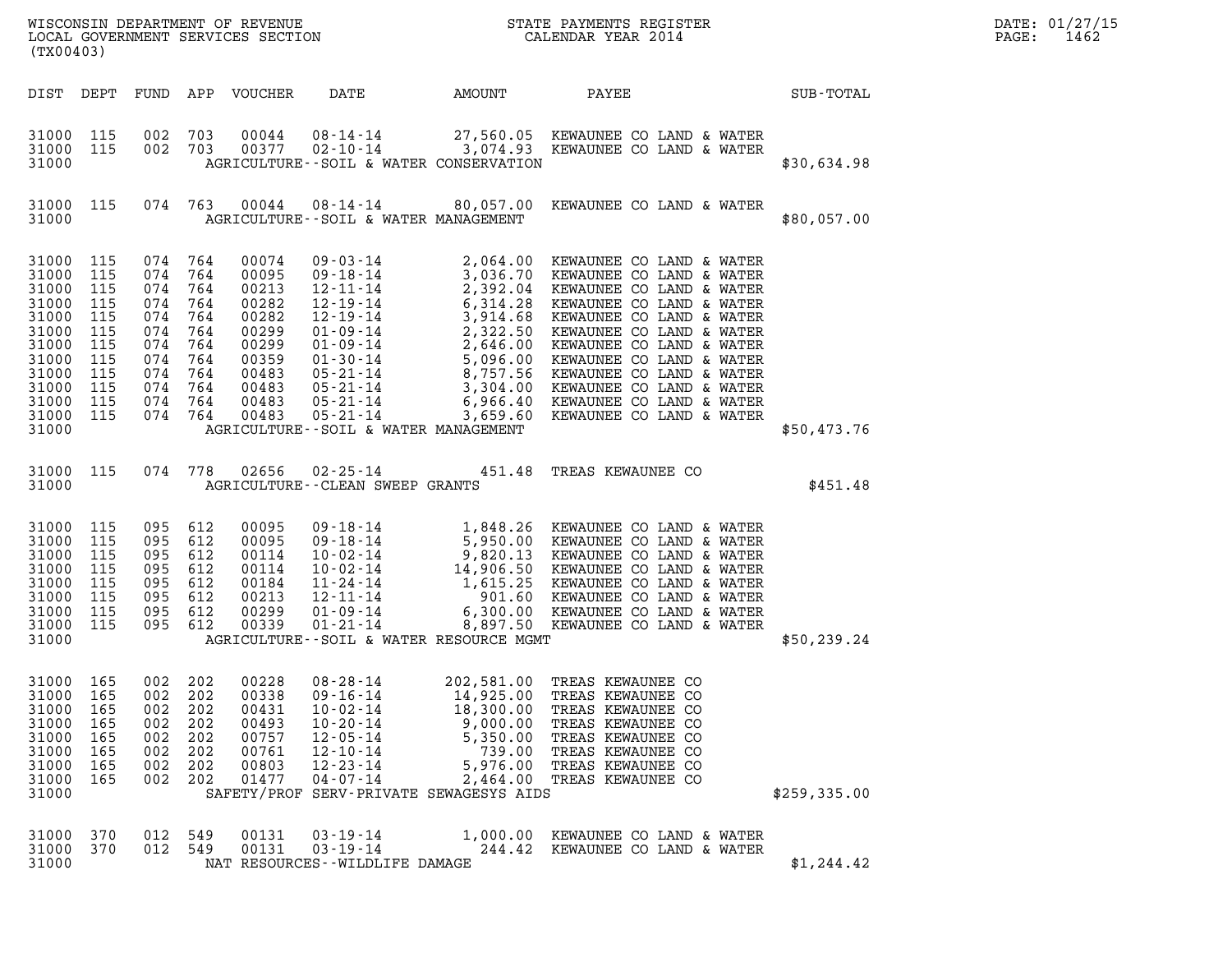WISCONSIN DEPARTMENT OF REVENUE
LOCAL GOVERNMENT SERVICES SECTION
(TX00403)

STATE PAYMENTS REGISTER
CALENDAR YEAR 2014

DATE: 01/27/15
PAGE: 1462

| DIST | DEPT | FUND | APP | VOUCHER | DATE | AMOUNT | PAYEE | SUB-TOTAL |
|---|---|---|---|---|---|---|---|---|
| 31000 | 115 | 002 | 703 | 00044 | 08-14-14 | 27,560.05 | KEWAUNEE CO LAND & WATER | |
| 31000 | 115 | 002 | 703 | 00377 | 02-10-14 | 3,074.93 | KEWAUNEE CO LAND & WATER | |
| 31000 | | | | | AGRICULTURE--SOIL & WATER CONSERVATION | | | $30,634.98 |
| 31000 | 115 | 074 | 763 | 00044 | 08-14-14 | 80,057.00 | KEWAUNEE CO LAND & WATER | |
| 31000 | | | | | AGRICULTURE--SOIL & WATER MANAGEMENT | | | $80,057.00 |
| 31000 | 115 | 074 | 764 | 00074 | 09-03-14 | 2,064.00 | KEWAUNEE CO LAND & WATER | |
| 31000 | 115 | 074 | 764 | 00095 | 09-18-14 | 3,036.70 | KEWAUNEE CO LAND & WATER | |
| 31000 | 115 | 074 | 764 | 00213 | 12-11-14 | 2,392.04 | KEWAUNEE CO LAND & WATER | |
| 31000 | 115 | 074 | 764 | 00282 | 12-19-14 | 6,314.28 | KEWAUNEE CO LAND & WATER | |
| 31000 | 115 | 074 | 764 | 00282 | 12-19-14 | 3,914.68 | KEWAUNEE CO LAND & WATER | |
| 31000 | 115 | 074 | 764 | 00299 | 01-09-14 | 2,322.50 | KEWAUNEE CO LAND & WATER | |
| 31000 | 115 | 074 | 764 | 00299 | 01-09-14 | 2,646.00 | KEWAUNEE CO LAND & WATER | |
| 31000 | 115 | 074 | 764 | 00359 | 01-30-14 | 5,096.00 | KEWAUNEE CO LAND & WATER | |
| 31000 | 115 | 074 | 764 | 00483 | 05-21-14 | 8,757.56 | KEWAUNEE CO LAND & WATER | |
| 31000 | 115 | 074 | 764 | 00483 | 05-21-14 | 3,304.00 | KEWAUNEE CO LAND & WATER | |
| 31000 | 115 | 074 | 764 | 00483 | 05-21-14 | 6,966.40 | KEWAUNEE CO LAND & WATER | |
| 31000 | 115 | 074 | 764 | 00483 | 05-21-14 | 3,659.60 | KEWAUNEE CO LAND & WATER | |
| 31000 | | | | | AGRICULTURE--SOIL & WATER MANAGEMENT | | | $50,473.76 |
| 31000 | 115 | 074 | 778 | 02656 | 02-25-14 | 451.48 | TREAS KEWAUNEE CO | |
| 31000 | | | | | AGRICULTURE--CLEAN SWEEP GRANTS | | | $451.48 |
| 31000 | 115 | 095 | 612 | 00095 | 09-18-14 | 1,848.26 | KEWAUNEE CO LAND & WATER | |
| 31000 | 115 | 095 | 612 | 00095 | 09-18-14 | 5,950.00 | KEWAUNEE CO LAND & WATER | |
| 31000 | 115 | 095 | 612 | 00114 | 10-02-14 | 9,820.13 | KEWAUNEE CO LAND & WATER | |
| 31000 | 115 | 095 | 612 | 00114 | 10-02-14 | 14,906.50 | KEWAUNEE CO LAND & WATER | |
| 31000 | 115 | 095 | 612 | 00184 | 11-24-14 | 1,615.25 | KEWAUNEE CO LAND & WATER | |
| 31000 | 115 | 095 | 612 | 00213 | 12-11-14 | 901.60 | KEWAUNEE CO LAND & WATER | |
| 31000 | 115 | 095 | 612 | 00299 | 01-09-14 | 6,300.00 | KEWAUNEE CO LAND & WATER | |
| 31000 | 115 | 095 | 612 | 00339 | 01-21-14 | 8,897.50 | KEWAUNEE CO LAND & WATER | |
| 31000 | | | | | AGRICULTURE--SOIL & WATER RESOURCE MGMT | | | $50,239.24 |
| 31000 | 165 | 002 | 202 | 00228 | 08-28-14 | 202,581.00 | TREAS KEWAUNEE CO | |
| 31000 | 165 | 002 | 202 | 00338 | 09-16-14 | 14,925.00 | TREAS KEWAUNEE CO | |
| 31000 | 165 | 002 | 202 | 00431 | 10-02-14 | 18,300.00 | TREAS KEWAUNEE CO | |
| 31000 | 165 | 002 | 202 | 00493 | 10-20-14 | 9,000.00 | TREAS KEWAUNEE CO | |
| 31000 | 165 | 002 | 202 | 00757 | 12-05-14 | 5,350.00 | TREAS KEWAUNEE CO | |
| 31000 | 165 | 002 | 202 | 00761 | 12-10-14 | 739.00 | TREAS KEWAUNEE CO | |
| 31000 | 165 | 002 | 202 | 00803 | 12-23-14 | 5,976.00 | TREAS KEWAUNEE CO | |
| 31000 | 165 | 002 | 202 | 01477 | 04-07-14 | 2,464.00 | TREAS KEWAUNEE CO | |
| 31000 | | | | | SAFETY/PROF SERV-PRIVATE SEWAGESYS AIDS | | | $259,335.00 |
| 31000 | 370 | 012 | 549 | 00131 | 03-19-14 | 1,000.00 | KEWAUNEE CO LAND & WATER | |
| 31000 | 370 | 012 | 549 | 00131 | 03-19-14 | 244.42 | KEWAUNEE CO LAND & WATER | |
| 31000 | | | | | NAT RESOURCES--WILDLIFE DAMAGE | | | $1,244.42 |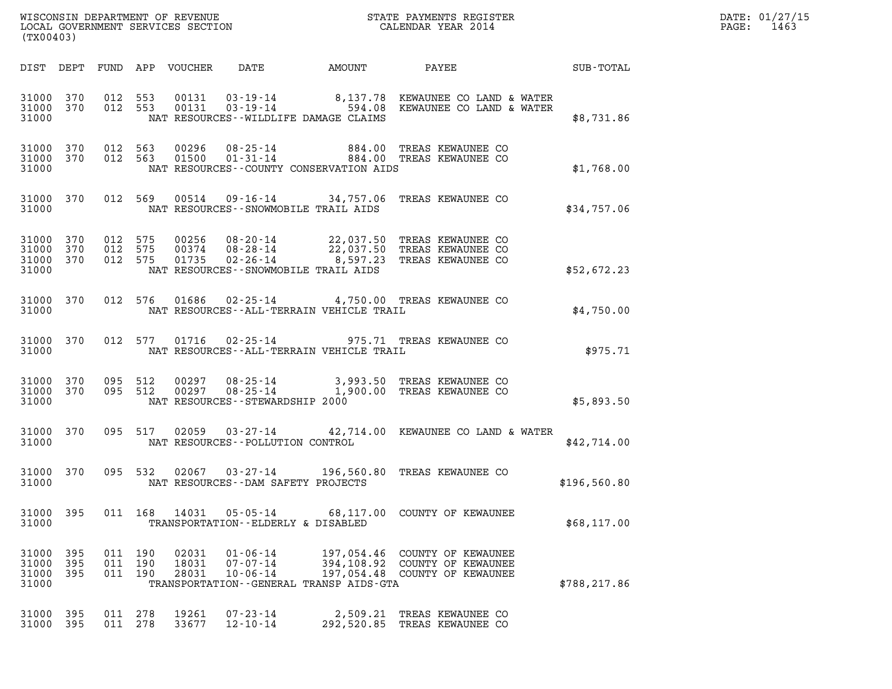WISCONSIN DEPARTMENT OF REVENUE
LOCAL GOVERNMENT SERVICES SECTION
(TX00403)

STATE PAYMENTS REGISTER
CALENDAR YEAR 2014

DATE: 01/27/15
PAGE: 1463

| DIST | DEPT | FUND | APP | VOUCHER | DATE | AMOUNT | PAYEE | SUB-TOTAL |
|---|---|---|---|---|---|---|---|---|
| 31000 | 370 | 012 | 553 | 00131 | 03-19-14 | 8,137.78 | KEWAUNEE CO LAND & WATER | |
| 31000 | 370 | 012 | 553 | 00131 | 03-19-14 | 594.08 | KEWAUNEE CO LAND & WATER | |
| 31000 | | | | | NAT RESOURCES--WILDLIFE DAMAGE CLAIMS | | | $8,731.86 |
| 31000 | 370 | 012 | 563 | 00296 | 08-25-14 | 884.00 | TREAS KEWAUNEE CO | |
| 31000 | 370 | 012 | 563 | 01500 | 01-31-14 | 884.00 | TREAS KEWAUNEE CO | |
| 31000 | | | | | NAT RESOURCES--COUNTY CONSERVATION AIDS | | | $1,768.00 |
| 31000 | 370 | 012 | 569 | 00514 | 09-16-14 | 34,757.06 | TREAS KEWAUNEE CO | |
| 31000 | | | | | NAT RESOURCES--SNOWMOBILE TRAIL AIDS | | | $34,757.06 |
| 31000 | 370 | 012 | 575 | 00256 | 08-20-14 | 22,037.50 | TREAS KEWAUNEE CO | |
| 31000 | 370 | 012 | 575 | 00374 | 08-28-14 | 22,037.50 | TREAS KEWAUNEE CO | |
| 31000 | 370 | 012 | 575 | 01735 | 02-26-14 | 8,597.23 | TREAS KEWAUNEE CO | |
| 31000 | | | | | NAT RESOURCES--SNOWMOBILE TRAIL AIDS | | | $52,672.23 |
| 31000 | 370 | 012 | 576 | 01686 | 02-25-14 | 4,750.00 | TREAS KEWAUNEE CO | |
| 31000 | | | | | NAT RESOURCES--ALL-TERRAIN VEHICLE TRAIL | | | $4,750.00 |
| 31000 | 370 | 012 | 577 | 01716 | 02-25-14 | 975.71 | TREAS KEWAUNEE CO | |
| 31000 | | | | | NAT RESOURCES--ALL-TERRAIN VEHICLE TRAIL | | | $975.71 |
| 31000 | 370 | 095 | 512 | 00297 | 08-25-14 | 3,993.50 | TREAS KEWAUNEE CO | |
| 31000 | 370 | 095 | 512 | 00297 | 08-25-14 | 1,900.00 | TREAS KEWAUNEE CO | |
| 31000 | | | | | NAT RESOURCES--STEWARDSHIP 2000 | | | $5,893.50 |
| 31000 | 370 | 095 | 517 | 02059 | 03-27-14 | 42,714.00 | KEWAUNEE CO LAND & WATER | |
| 31000 | | | | | NAT RESOURCES--POLLUTION CONTROL | | | $42,714.00 |
| 31000 | 370 | 095 | 532 | 02067 | 03-27-14 | 196,560.80 | TREAS KEWAUNEE CO | |
| 31000 | | | | | NAT RESOURCES--DAM SAFETY PROJECTS | | | $196,560.80 |
| 31000 | 395 | 011 | 168 | 14031 | 05-05-14 | 68,117.00 | COUNTY OF KEWAUNEE | |
| 31000 | | | | | TRANSPORTATION--ELDERLY & DISABLED | | | $68,117.00 |
| 31000 | 395 | 011 | 190 | 02031 | 01-06-14 | 197,054.46 | COUNTY OF KEWAUNEE | |
| 31000 | 395 | 011 | 190 | 18031 | 07-07-14 | 394,108.92 | COUNTY OF KEWAUNEE | |
| 31000 | 395 | 011 | 190 | 28031 | 10-06-14 | 197,054.48 | COUNTY OF KEWAUNEE | |
| 31000 | | | | | TRANSPORTATION--GENERAL TRANSP AIDS-GTA | | | $788,217.86 |
| 31000 | 395 | 011 | 278 | 19261 | 07-23-14 | 2,509.21 | TREAS KEWAUNEE CO | |
| 31000 | 395 | 011 | 278 | 33677 | 12-10-14 | 292,520.85 | TREAS KEWAUNEE CO | |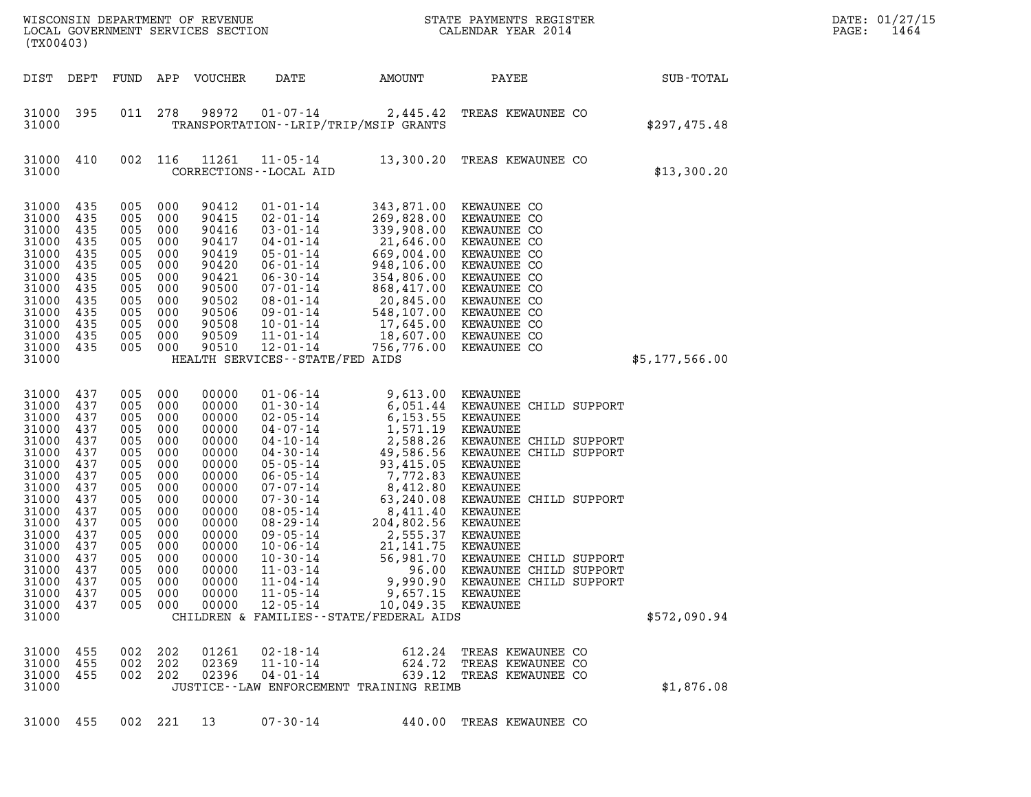WISCONSIN DEPARTMENT OF REVENUE
LOCAL GOVERNMENT SERVICES SECTION
(TX00403)

STATE PAYMENTS REGISTER
CALENDAR YEAR 2014

DATE: 01/27/15
PAGE: 1464

| DIST | DEPT | FUND | APP | VOUCHER | DATE | AMOUNT | PAYEE | SUB-TOTAL |
|---|---|---|---|---|---|---|---|---|
| 31000 | 395 | 011 | 278 | 98972 | 01-07-14 | 2,445.42 | TREAS KEWAUNEE CO | |
| 31000 | | | | | TRANSPORTATION--LRIP/TRIP/MSIP GRANTS | | | $297,475.48 |
| 31000 | 410 | 002 | 116 | 11261 | 11-05-14 | 13,300.20 | TREAS KEWAUNEE CO | |
| 31000 | | | | | CORRECTIONS--LOCAL AID | | | $13,300.20 |
| 31000 | 435 | 005 | 000 | 90412 | 01-01-14 | 343,871.00 | KEWAUNEE CO | |
| 31000 | 435 | 005 | 000 | 90415 | 02-01-14 | 269,828.00 | KEWAUNEE CO | |
| 31000 | 435 | 005 | 000 | 90416 | 03-01-14 | 339,908.00 | KEWAUNEE CO | |
| 31000 | 435 | 005 | 000 | 90417 | 04-01-14 | 21,646.00 | KEWAUNEE CO | |
| 31000 | 435 | 005 | 000 | 90419 | 05-01-14 | 669,004.00 | KEWAUNEE CO | |
| 31000 | 435 | 005 | 000 | 90420 | 06-01-14 | 948,106.00 | KEWAUNEE CO | |
| 31000 | 435 | 005 | 000 | 90421 | 06-30-14 | 354,806.00 | KEWAUNEE CO | |
| 31000 | 435 | 005 | 000 | 90500 | 07-01-14 | 868,417.00 | KEWAUNEE CO | |
| 31000 | 435 | 005 | 000 | 90502 | 08-01-14 | 20,845.00 | KEWAUNEE CO | |
| 31000 | 435 | 005 | 000 | 90506 | 09-01-14 | 548,107.00 | KEWAUNEE CO | |
| 31000 | 435 | 005 | 000 | 90508 | 10-01-14 | 17,645.00 | KEWAUNEE CO | |
| 31000 | 435 | 005 | 000 | 90509 | 11-01-14 | 18,607.00 | KEWAUNEE CO | |
| 31000 | 435 | 005 | 000 | 90510 | 12-01-14 | 756,776.00 | KEWAUNEE CO | |
| 31000 | | | | | HEALTH SERVICES--STATE/FED AIDS | | | $5,177,566.00 |
| 31000 | 437 | 005 | 000 | 00000 | 01-06-14 | 9,613.00 | KEWAUNEE | |
| 31000 | 437 | 005 | 000 | 00000 | 01-30-14 | 6,051.44 | KEWAUNEE CHILD SUPPORT | |
| 31000 | 437 | 005 | 000 | 00000 | 02-05-14 | 6,153.55 | KEWAUNEE | |
| 31000 | 437 | 005 | 000 | 00000 | 04-07-14 | 1,571.19 | KEWAUNEE | |
| 31000 | 437 | 005 | 000 | 00000 | 04-10-14 | 2,588.26 | KEWAUNEE CHILD SUPPORT | |
| 31000 | 437 | 005 | 000 | 00000 | 04-30-14 | 49,586.56 | KEWAUNEE CHILD SUPPORT | |
| 31000 | 437 | 005 | 000 | 00000 | 05-05-14 | 93,415.05 | KEWAUNEE | |
| 31000 | 437 | 005 | 000 | 00000 | 06-05-14 | 7,772.83 | KEWAUNEE | |
| 31000 | 437 | 005 | 000 | 00000 | 07-07-14 | 8,412.80 | KEWAUNEE | |
| 31000 | 437 | 005 | 000 | 00000 | 07-30-14 | 63,240.08 | KEWAUNEE CHILD SUPPORT | |
| 31000 | 437 | 005 | 000 | 00000 | 08-05-14 | 8,411.40 | KEWAUNEE | |
| 31000 | 437 | 005 | 000 | 00000 | 08-29-14 | 204,802.56 | KEWAUNEE | |
| 31000 | 437 | 005 | 000 | 00000 | 09-05-14 | 2,555.37 | KEWAUNEE | |
| 31000 | 437 | 005 | 000 | 00000 | 10-06-14 | 21,141.75 | KEWAUNEE | |
| 31000 | 437 | 005 | 000 | 00000 | 10-30-14 | 56,981.70 | KEWAUNEE CHILD SUPPORT | |
| 31000 | 437 | 005 | 000 | 00000 | 11-03-14 | 96.00 | KEWAUNEE CHILD SUPPORT | |
| 31000 | 437 | 005 | 000 | 00000 | 11-04-14 | 9,990.90 | KEWAUNEE CHILD SUPPORT | |
| 31000 | 437 | 005 | 000 | 00000 | 11-05-14 | 9,657.15 | KEWAUNEE | |
| 31000 | 437 | 005 | 000 | 00000 | 12-05-14 | 10,049.35 | KEWAUNEE | |
| 31000 | | | | | CHILDREN & FAMILIES--STATE/FEDERAL AIDS | | | $572,090.94 |
| 31000 | 455 | 002 | 202 | 01261 | 02-18-14 | 612.24 | TREAS KEWAUNEE CO | |
| 31000 | 455 | 002 | 202 | 02369 | 11-10-14 | 624.72 | TREAS KEWAUNEE CO | |
| 31000 | 455 | 002 | 202 | 02396 | 04-01-14 | 639.12 | TREAS KEWAUNEE CO | |
| 31000 | | | | | JUSTICE--LAW ENFORCEMENT TRAINING REIMB | | | $1,876.08 |
| 31000 | 455 | 002 | 221 | 13 | 07-30-14 | 440.00 | TREAS KEWAUNEE CO | |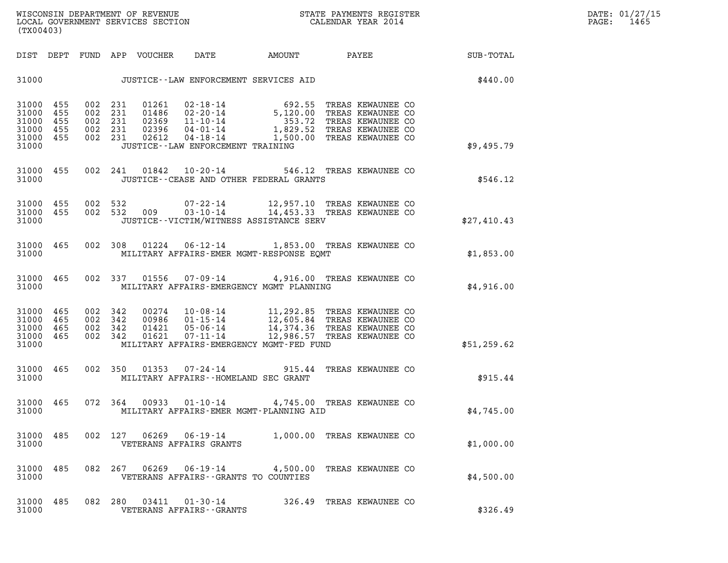WISCONSIN DEPARTMENT OF REVENUE
LOCAL GOVERNMENT SERVICES SECTION
(TX00403)

STATE PAYMENTS REGISTER
CALENDAR YEAR 2014

DATE: 01/27/15
PAGE: 1465

| DIST | DEPT | FUND | APP | VOUCHER | DATE | AMOUNT | PAYEE | SUB-TOTAL |
|---|---|---|---|---|---|---|---|---|
| 31000 | | | | | JUSTICE--LAW ENFORCEMENT SERVICES AID | | | $440.00 |
| 31000 | 455 | 002 | 231 | 01261 | 02-18-14 | 692.55 | TREAS KEWAUNEE CO | |
| 31000 | 455 | 002 | 231 | 01486 | 02-20-14 | 5,120.00 | TREAS KEWAUNEE CO | |
| 31000 | 455 | 002 | 231 | 02369 | 11-10-14 | 353.72 | TREAS KEWAUNEE CO | |
| 31000 | 455 | 002 | 231 | 02396 | 04-01-14 | 1,829.52 | TREAS KEWAUNEE CO | |
| 31000 | 455 | 002 | 231 | 02612 | 04-18-14 | 1,500.00 | TREAS KEWAUNEE CO | |
| 31000 | | | | | JUSTICE--LAW ENFORCEMENT TRAINING | | | $9,495.79 |
| 31000 | 455 | 002 | 241 | 01842 | 10-20-14 | 546.12 | TREAS KEWAUNEE CO | |
| 31000 | | | | | JUSTICE--CEASE AND OTHER FEDERAL GRANTS | | | $546.12 |
| 31000 | 455 | 002 | 532 | | 07-22-14 | 12,957.10 | TREAS KEWAUNEE CO | |
| 31000 | 455 | 002 | 532 | 009 | 03-10-14 | 14,453.33 | TREAS KEWAUNEE CO | |
| 31000 | | | | | JUSTICE--VICTIM/WITNESS ASSISTANCE SERV | | | $27,410.43 |
| 31000 | 465 | 002 | 308 | 01224 | 06-12-14 | 1,853.00 | TREAS KEWAUNEE CO | |
| 31000 | | | | | MILITARY AFFAIRS-EMER MGMT-RESPONSE EQMT | | | $1,853.00 |
| 31000 | 465 | 002 | 337 | 01556 | 07-09-14 | 4,916.00 | TREAS KEWAUNEE CO | |
| 31000 | | | | | MILITARY AFFAIRS-EMERGENCY MGMT PLANNING | | | $4,916.00 |
| 31000 | 465 | 002 | 342 | 00274 | 10-08-14 | 11,292.85 | TREAS KEWAUNEE CO | |
| 31000 | 465 | 002 | 342 | 00986 | 01-15-14 | 12,605.84 | TREAS KEWAUNEE CO | |
| 31000 | 465 | 002 | 342 | 01421 | 05-06-14 | 14,374.36 | TREAS KEWAUNEE CO | |
| 31000 | 465 | 002 | 342 | 01621 | 07-11-14 | 12,986.57 | TREAS KEWAUNEE CO | |
| 31000 | | | | | MILITARY AFFAIRS-EMERGENCY MGMT-FED FUND | | | $51,259.62 |
| 31000 | 465 | 002 | 350 | 01353 | 07-24-14 | 915.44 | TREAS KEWAUNEE CO | |
| 31000 | | | | | MILITARY AFFAIRS--HOMELAND SEC GRANT | | | $915.44 |
| 31000 | 465 | 072 | 364 | 00933 | 01-10-14 | 4,745.00 | TREAS KEWAUNEE CO | |
| 31000 | | | | | MILITARY AFFAIRS-EMER MGMT-PLANNING AID | | | $4,745.00 |
| 31000 | 485 | 002 | 127 | 06269 | 06-19-14 | 1,000.00 | TREAS KEWAUNEE CO | |
| 31000 | | | | | VETERANS AFFAIRS GRANTS | | | $1,000.00 |
| 31000 | 485 | 082 | 267 | 06269 | 06-19-14 | 4,500.00 | TREAS KEWAUNEE CO | |
| 31000 | | | | | VETERANS AFFAIRS--GRANTS TO COUNTIES | | | $4,500.00 |
| 31000 | 485 | 082 | 280 | 03411 | 01-30-14 | 326.49 | TREAS KEWAUNEE CO | |
| 31000 | | | | | VETERANS AFFAIRS--GRANTS | | | $326.49 |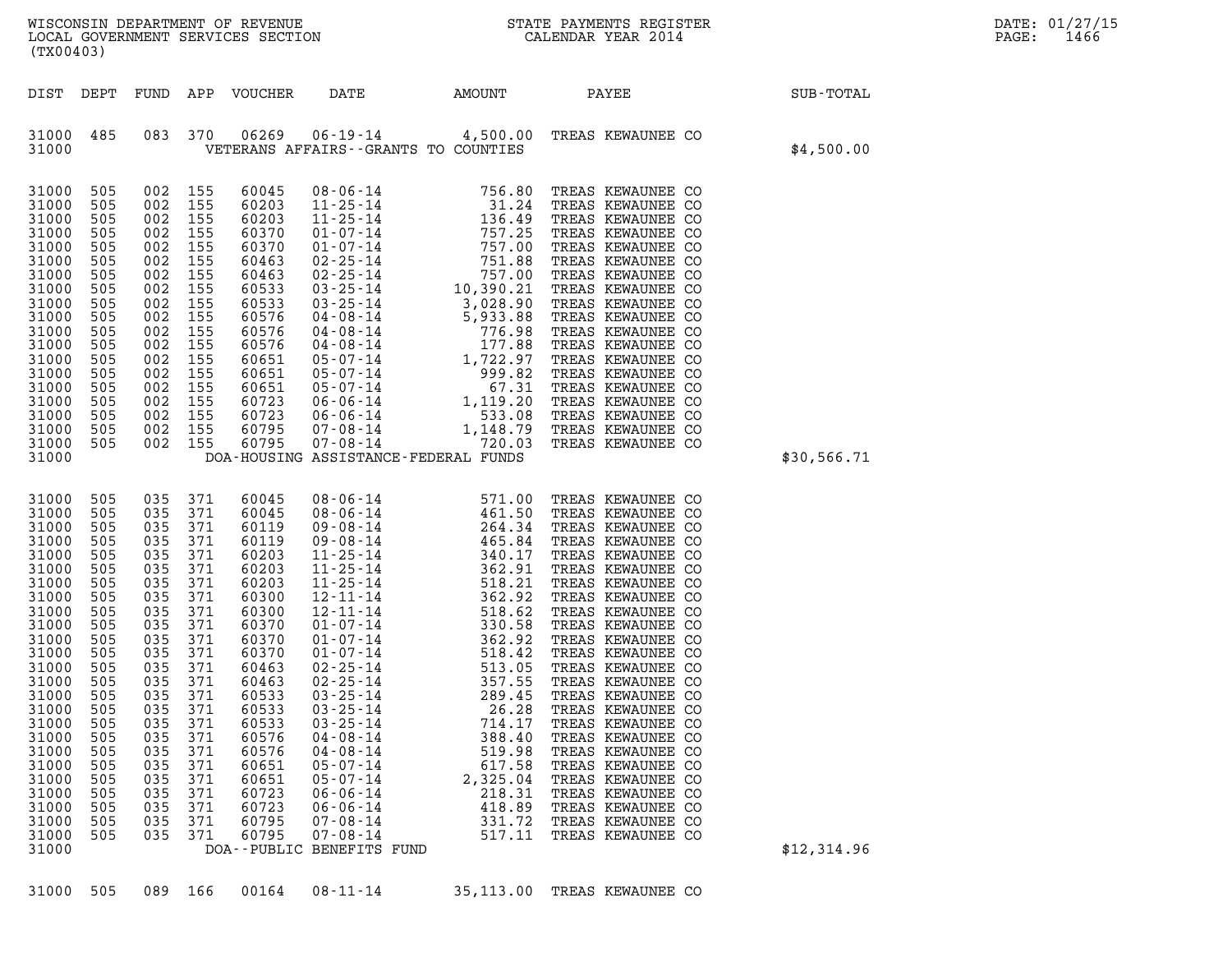WISCONSIN DEPARTMENT OF REVENUE
LOCAL GOVERNMENT SERVICES SECTION
(TX00403)

STATE PAYMENTS REGISTER
CALENDAR YEAR 2014

DATE: 01/27/15

| DIST | DEPT | FUND | APP | VOUCHER | DATE | AMOUNT | PAYEE | SUB-TOTAL |
|---|---|---|---|---|---|---|---|---|
| 31000 | 485 | 083 | 370 | 06269 | 06-19-14 | 4,500.00 | TREAS KEWAUNEE CO | |
| 31000 | | | | | VETERANS AFFAIRS--GRANTS TO COUNTIES | | | $4,500.00 |
| 31000 | 505 | 002 | 155 | 60045 | 08-06-14 | 756.80 | TREAS KEWAUNEE CO | |
| 31000 | 505 | 002 | 155 | 60203 | 11-25-14 | 31.24 | TREAS KEWAUNEE CO | |
| 31000 | 505 | 002 | 155 | 60203 | 11-25-14 | 136.49 | TREAS KEWAUNEE CO | |
| 31000 | 505 | 002 | 155 | 60370 | 01-07-14 | 757.25 | TREAS KEWAUNEE CO | |
| 31000 | 505 | 002 | 155 | 60370 | 01-07-14 | 757.00 | TREAS KEWAUNEE CO | |
| 31000 | 505 | 002 | 155 | 60463 | 02-25-14 | 751.88 | TREAS KEWAUNEE CO | |
| 31000 | 505 | 002 | 155 | 60463 | 02-25-14 | 757.00 | TREAS KEWAUNEE CO | |
| 31000 | 505 | 002 | 155 | 60533 | 03-25-14 | 10,390.21 | TREAS KEWAUNEE CO | |
| 31000 | 505 | 002 | 155 | 60533 | 03-25-14 | 3,028.90 | TREAS KEWAUNEE CO | |
| 31000 | 505 | 002 | 155 | 60576 | 04-08-14 | 5,933.88 | TREAS KEWAUNEE CO | |
| 31000 | 505 | 002 | 155 | 60576 | 04-08-14 | 776.98 | TREAS KEWAUNEE CO | |
| 31000 | 505 | 002 | 155 | 60576 | 04-08-14 | 177.88 | TREAS KEWAUNEE CO | |
| 31000 | 505 | 002 | 155 | 60651 | 05-07-14 | 1,722.97 | TREAS KEWAUNEE CO | |
| 31000 | 505 | 002 | 155 | 60651 | 05-07-14 | 999.82 | TREAS KEWAUNEE CO | |
| 31000 | 505 | 002 | 155 | 60651 | 05-07-14 | 67.31 | TREAS KEWAUNEE CO | |
| 31000 | 505 | 002 | 155 | 60723 | 06-06-14 | 1,119.20 | TREAS KEWAUNEE CO | |
| 31000 | 505 | 002 | 155 | 60723 | 06-06-14 | 533.08 | TREAS KEWAUNEE CO | |
| 31000 | 505 | 002 | 155 | 60795 | 07-08-14 | 1,148.79 | TREAS KEWAUNEE CO | |
| 31000 | 505 | 002 | 155 | 60795 | 07-08-14 | 720.03 | TREAS KEWAUNEE CO | |
| 31000 | | | | | DOA-HOUSING ASSISTANCE-FEDERAL FUNDS | | | $30,566.71 |
| 31000 | 505 | 035 | 371 | 60045 | 08-06-14 | 571.00 | TREAS KEWAUNEE CO | |
| 31000 | 505 | 035 | 371 | 60045 | 08-06-14 | 461.50 | TREAS KEWAUNEE CO | |
| 31000 | 505 | 035 | 371 | 60119 | 09-08-14 | 264.34 | TREAS KEWAUNEE CO | |
| 31000 | 505 | 035 | 371 | 60119 | 09-08-14 | 465.84 | TREAS KEWAUNEE CO | |
| 31000 | 505 | 035 | 371 | 60203 | 11-25-14 | 340.17 | TREAS KEWAUNEE CO | |
| 31000 | 505 | 035 | 371 | 60203 | 11-25-14 | 362.91 | TREAS KEWAUNEE CO | |
| 31000 | 505 | 035 | 371 | 60203 | 11-25-14 | 518.21 | TREAS KEWAUNEE CO | |
| 31000 | 505 | 035 | 371 | 60300 | 12-11-14 | 362.92 | TREAS KEWAUNEE CO | |
| 31000 | 505 | 035 | 371 | 60300 | 12-11-14 | 518.62 | TREAS KEWAUNEE CO | |
| 31000 | 505 | 035 | 371 | 60370 | 01-07-14 | 330.58 | TREAS KEWAUNEE CO | |
| 31000 | 505 | 035 | 371 | 60370 | 01-07-14 | 362.92 | TREAS KEWAUNEE CO | |
| 31000 | 505 | 035 | 371 | 60370 | 01-07-14 | 518.42 | TREAS KEWAUNEE CO | |
| 31000 | 505 | 035 | 371 | 60463 | 02-25-14 | 513.05 | TREAS KEWAUNEE CO | |
| 31000 | 505 | 035 | 371 | 60463 | 02-25-14 | 357.55 | TREAS KEWAUNEE CO | |
| 31000 | 505 | 035 | 371 | 60533 | 03-25-14 | 289.45 | TREAS KEWAUNEE CO | |
| 31000 | 505 | 035 | 371 | 60533 | 03-25-14 | 26.28 | TREAS KEWAUNEE CO | |
| 31000 | 505 | 035 | 371 | 60533 | 03-25-14 | 714.17 | TREAS KEWAUNEE CO | |
| 31000 | 505 | 035 | 371 | 60576 | 04-08-14 | 388.40 | TREAS KEWAUNEE CO | |
| 31000 | 505 | 035 | 371 | 60576 | 04-08-14 | 519.98 | TREAS KEWAUNEE CO | |
| 31000 | 505 | 035 | 371 | 60651 | 05-07-14 | 617.58 | TREAS KEWAUNEE CO | |
| 31000 | 505 | 035 | 371 | 60651 | 05-07-14 | 2,325.04 | TREAS KEWAUNEE CO | |
| 31000 | 505 | 035 | 371 | 60723 | 06-06-14 | 218.31 | TREAS KEWAUNEE CO | |
| 31000 | 505 | 035 | 371 | 60723 | 06-06-14 | 418.89 | TREAS KEWAUNEE CO | |
| 31000 | 505 | 035 | 371 | 60795 | 07-08-14 | 331.72 | TREAS KEWAUNEE CO | |
| 31000 | 505 | 035 | 371 | 60795 | 07-08-14 | 517.11 | TREAS KEWAUNEE CO | |
| 31000 | | | | | DOA--PUBLIC BENEFITS FUND | | | $12,314.96 |
| 31000 | 505 | 089 | 166 | 00164 | 08-11-14 | 35,113.00 | TREAS KEWAUNEE CO | |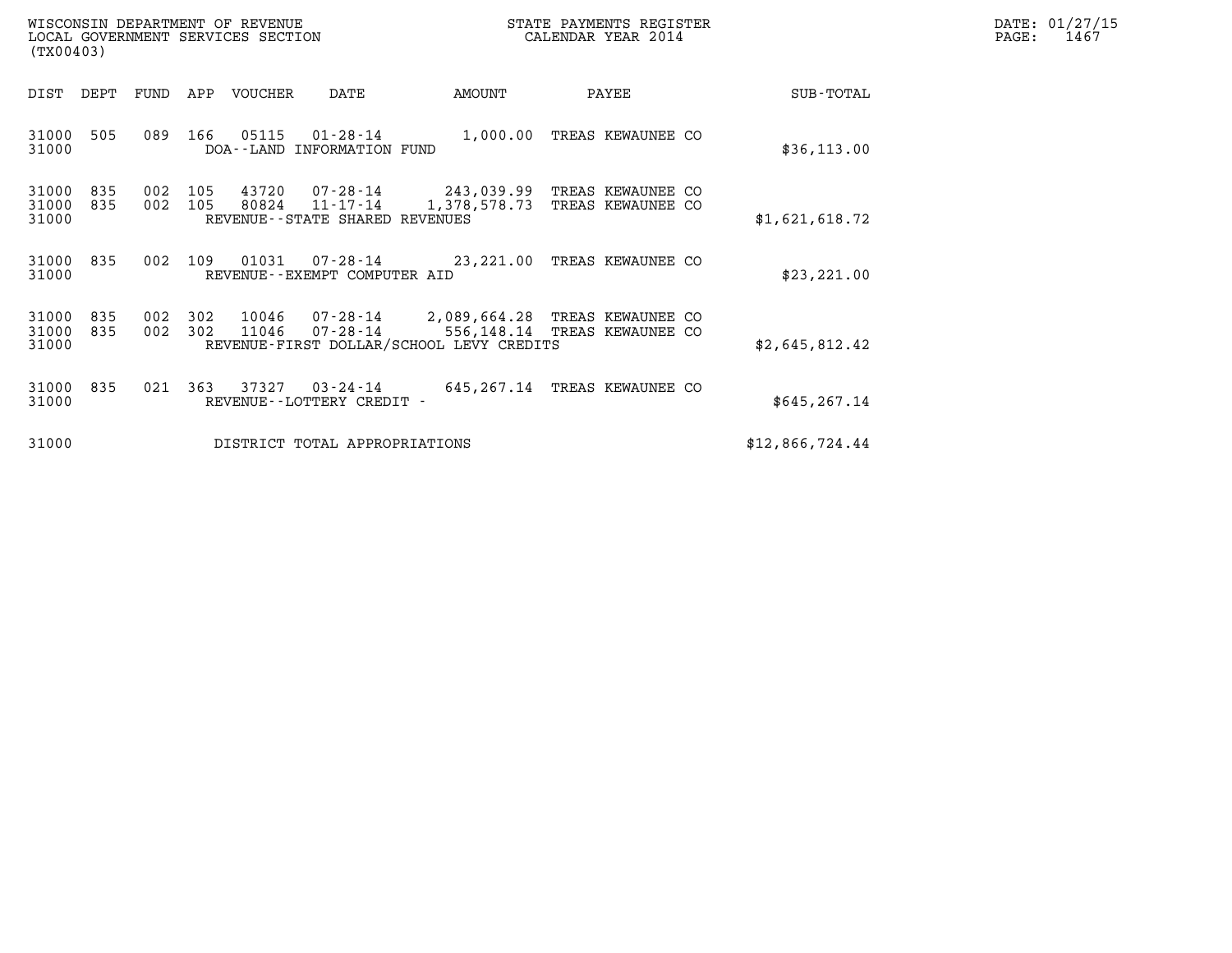WISCONSIN DEPARTMENT OF REVENUE
LOCAL GOVERNMENT SERVICES SECTION
(TX00403)

STATE PAYMENTS REGISTER
CALENDAR YEAR 2014

DATE: 01/27/15
PAGE: 1467

| DIST | DEPT | FUND | APP | VOUCHER | DATE | AMOUNT | PAYEE | SUB-TOTAL |
|---|---|---|---|---|---|---|---|---|
| 31000 | 505 | 089 | 166 | 05115 | 01-28-14 | 1,000.00 | TREAS KEWAUNEE CO | |
| 31000 | | | | DOA--LAND INFORMATION FUND | | | | $36,113.00 |
| 31000 | 835 | 002 | 105 | 43720 | 07-28-14 | 243,039.99 | TREAS KEWAUNEE CO | |
| 31000 | 835 | 002 | 105 | 80824 | 11-17-14 | 1,378,578.73 | TREAS KEWAUNEE CO | |
| 31000 | | | | REVENUE--STATE SHARED REVENUES | | | | $1,621,618.72 |
| 31000 | 835 | 002 | 109 | 01031 | 07-28-14 | 23,221.00 | TREAS KEWAUNEE CO | |
| 31000 | | | | REVENUE--EXEMPT COMPUTER AID | | | | $23,221.00 |
| 31000 | 835 | 002 | 302 | 10046 | 07-28-14 | 2,089,664.28 | TREAS KEWAUNEE CO | |
| 31000 | 835 | 002 | 302 | 11046 | 07-28-14 | 556,148.14 | TREAS KEWAUNEE CO | |
| 31000 | | | | REVENUE-FIRST DOLLAR/SCHOOL LEVY CREDITS | | | | $2,645,812.42 |
| 31000 | 835 | 021 | 363 | 37327 | 03-24-14 | 645,267.14 | TREAS KEWAUNEE CO | |
| 31000 | | | | REVENUE--LOTTERY CREDIT - | | | | $645,267.14 |
| 31000 | | | | DISTRICT TOTAL APPROPRIATIONS | | | | $12,866,724.44 |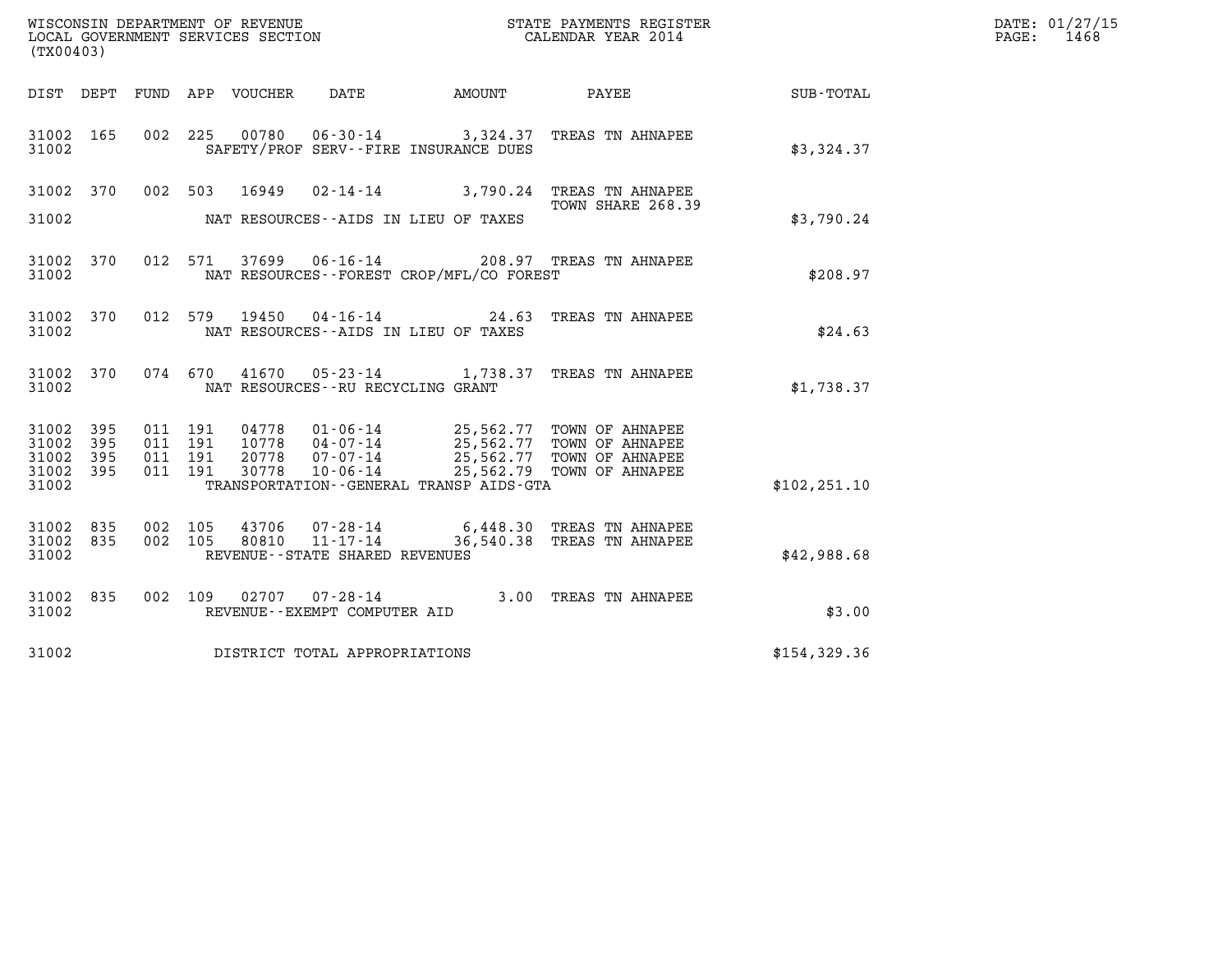WISCONSIN DEPARTMENT OF REVENUE
LOCAL GOVERNMENT SERVICES SECTION
(TX00403)

STATE PAYMENTS REGISTER
CALENDAR YEAR 2014

DATE: 01/27/15
PAGE: 1468

| DIST | DEPT | FUND | APP | VOUCHER | DATE | AMOUNT | PAYEE | SUB-TOTAL |
|---|---|---|---|---|---|---|---|---|
| 31002 | 165 | 002 | 225 | 00780 | 06-30-14 | 3,324.37 | TREAS TN AHNAPEE | |
| 31002 | | | | | SAFETY/PROF SERV--FIRE INSURANCE DUES | | | $3,324.37 |
| 31002 | 370 | 002 | 503 | 16949 | 02-14-14 | 3,790.24 | TREAS TN AHNAPEE TOWN SHARE 268.39 | |
| 31002 | | | | | NAT RESOURCES--AIDS IN LIEU OF TAXES | | | $3,790.24 |
| 31002 | 370 | 012 | 571 | 37699 | 06-16-14 | 208.97 | TREAS TN AHNAPEE | |
| 31002 | | | | | NAT RESOURCES--FOREST CROP/MFL/CO FOREST | | | $208.97 |
| 31002 | 370 | 012 | 579 | 19450 | 04-16-14 | 24.63 | TREAS TN AHNAPEE | |
| 31002 | | | | | NAT RESOURCES--AIDS IN LIEU OF TAXES | | | $24.63 |
| 31002 | 370 | 074 | 670 | 41670 | 05-23-14 | 1,738.37 | TREAS TN AHNAPEE | |
| 31002 | | | | | NAT RESOURCES--RU RECYCLING GRANT | | | $1,738.37 |
| 31002 | 395 | 011 | 191 | 04778 | 01-06-14 | 25,562.77 | TOWN OF AHNAPEE | |
| 31002 | 395 | 011 | 191 | 10778 | 04-07-14 | 25,562.77 | TOWN OF AHNAPEE | |
| 31002 | 395 | 011 | 191 | 20778 | 07-07-14 | 25,562.77 | TOWN OF AHNAPEE | |
| 31002 | 395 | 011 | 191 | 30778 | 10-06-14 | 25,562.79 | TOWN OF AHNAPEE | |
| 31002 | | | | | TRANSPORTATION--GENERAL TRANSP AIDS-GTA | | | $102,251.10 |
| 31002 | 835 | 002 | 105 | 43706 | 07-28-14 | 6,448.30 | TREAS TN AHNAPEE | |
| 31002 | 835 | 002 | 105 | 80810 | 11-17-14 | 36,540.38 | TREAS TN AHNAPEE | |
| 31002 | | | | | REVENUE--STATE SHARED REVENUES | | | $42,988.68 |
| 31002 | 835 | 002 | 109 | 02707 | 07-28-14 | 3.00 | TREAS TN AHNAPEE | |
| 31002 | | | | | REVENUE--EXEMPT COMPUTER AID | | | $3.00 |
| 31002 | | | | | DISTRICT TOTAL APPROPRIATIONS | | | $154,329.36 |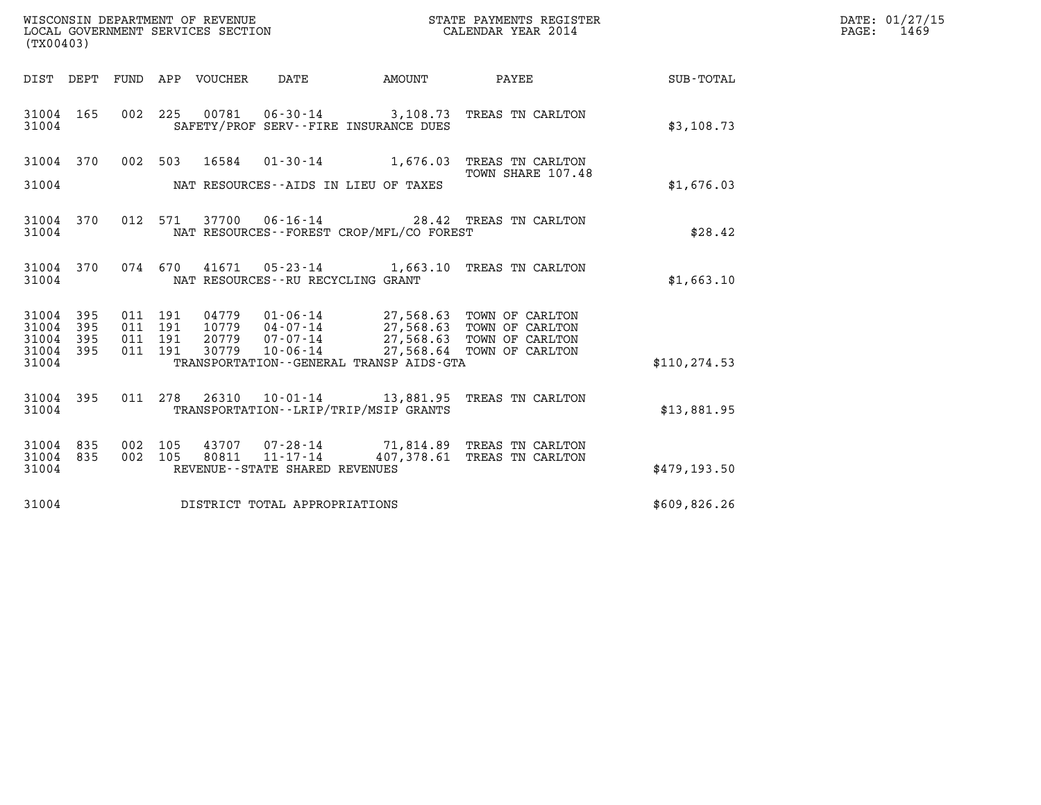WISCONSIN DEPARTMENT OF REVENUE
LOCAL GOVERNMENT SERVICES SECTION
(TX00403)

STATE PAYMENTS REGISTER
CALENDAR YEAR 2014

DATE: 01/27/15
PAGE: 1469

| DIST | DEPT | FUND | APP | VOUCHER | DATE | AMOUNT | PAYEE | SUB-TOTAL |
|---|---|---|---|---|---|---|---|---|
| 31004 | 165 | 002 | 225 | 00781 | 06-30-14 | 3,108.73 | TREAS TN CARLTON | |
| 31004 | | | | | SAFETY/PROF SERV--FIRE INSURANCE DUES | | | $3,108.73 |
| 31004 | 370 | 002 | 503 | 16584 | 01-30-14 | 1,676.03 | TREAS TN CARLTON TOWN SHARE 107.48 | |
| 31004 | | | | | NAT RESOURCES--AIDS IN LIEU OF TAXES | | | $1,676.03 |
| 31004 | 370 | 012 | 571 | 37700 | 06-16-14 | 28.42 | TREAS TN CARLTON | |
| 31004 | | | | | NAT RESOURCES--FOREST CROP/MFL/CO FOREST | | | $28.42 |
| 31004 | 370 | 074 | 670 | 41671 | 05-23-14 | 1,663.10 | TREAS TN CARLTON | |
| 31004 | | | | | NAT RESOURCES--RU RECYCLING GRANT | | | $1,663.10 |
| 31004 | 395 | 011 | 191 | 04779 | 01-06-14 | 27,568.63 | TOWN OF CARLTON | |
| 31004 | 395 | 011 | 191 | 10779 | 04-07-14 | 27,568.63 | TOWN OF CARLTON | |
| 31004 | 395 | 011 | 191 | 20779 | 07-07-14 | 27,568.63 | TOWN OF CARLTON | |
| 31004 | 395 | 011 | 191 | 30779 | 10-06-14 | 27,568.64 | TOWN OF CARLTON | |
| 31004 | | | | | TRANSPORTATION--GENERAL TRANSP AIDS-GTA | | | $110,274.53 |
| 31004 | 395 | 011 | 278 | 26310 | 10-01-14 | 13,881.95 | TREAS TN CARLTON | |
| 31004 | | | | | TRANSPORTATION--LRIP/TRIP/MSIP GRANTS | | | $13,881.95 |
| 31004 | 835 | 002 | 105 | 43707 | 07-28-14 | 71,814.89 | TREAS TN CARLTON | |
| 31004 | 835 | 002 | 105 | 80811 | 11-17-14 | 407,378.61 | TREAS TN CARLTON | |
| 31004 | | | | | REVENUE--STATE SHARED REVENUES | | | $479,193.50 |
| 31004 | | | | | DISTRICT TOTAL APPROPRIATIONS | | | $609,826.26 |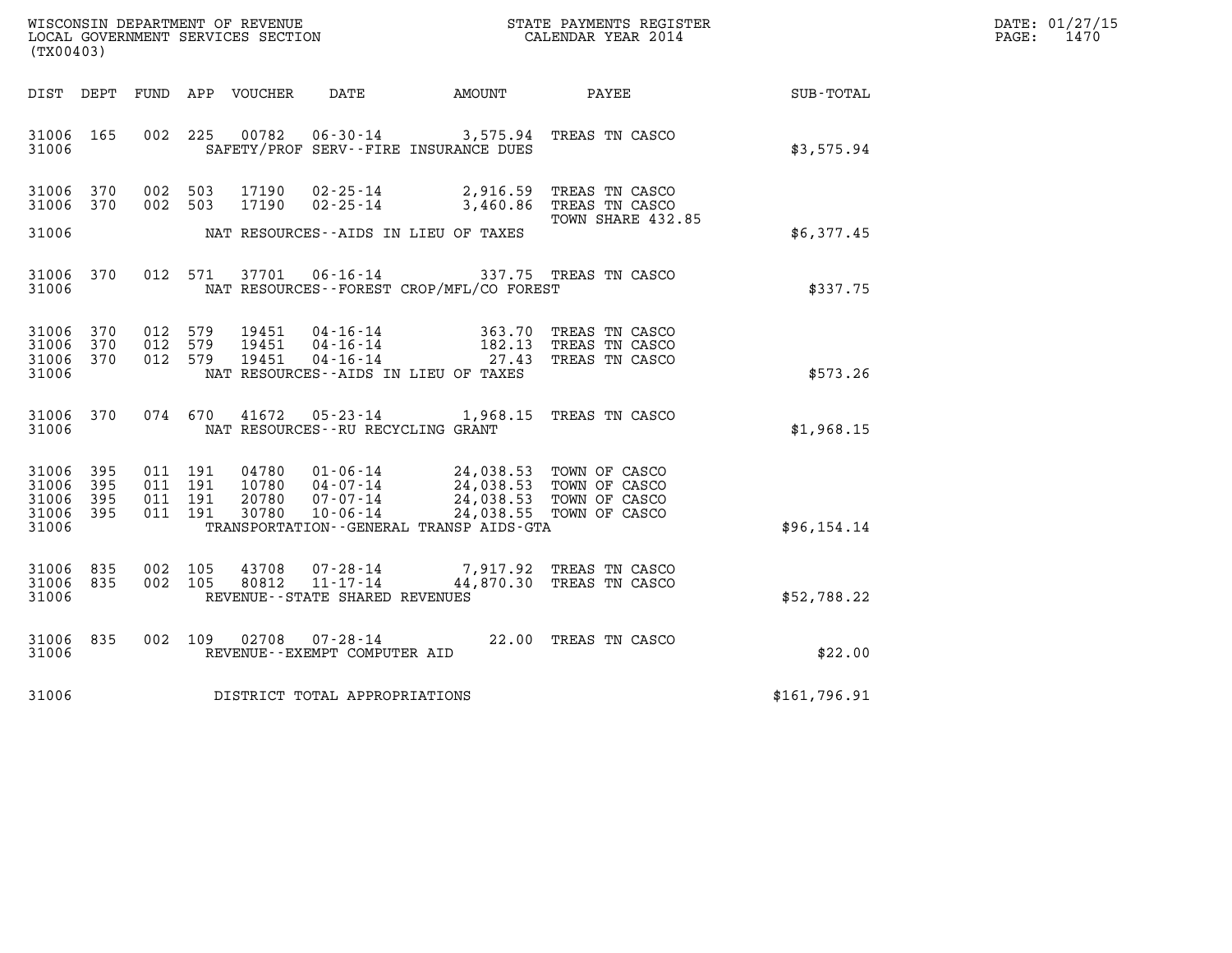WISCONSIN DEPARTMENT OF REVENUE
LOCAL GOVERNMENT SERVICES SECTION
(TX00403)

STATE PAYMENTS REGISTER
CALENDAR YEAR 2014

DATE: 01/27/15
PAGE: 1470

| DIST | DEPT | FUND | APP | VOUCHER | DATE | AMOUNT | PAYEE | SUB-TOTAL |
|---|---|---|---|---|---|---|---|---|
| 31006 | 165 | 002 | 225 | 00782 | 06-30-14 | 3,575.94 | TREAS TN CASCO | |
| 31006 | | | | | SAFETY/PROF SERV--FIRE INSURANCE DUES | | | $3,575.94 |
| 31006 | 370 | 002 | 503 | 17190 | 02-25-14 | 2,916.59 | TREAS TN CASCO | |
| 31006 | 370 | 002 | 503 | 17190 | 02-25-14 | 3,460.86 | TREAS TN CASCO TOWN SHARE 432.85 | |
| 31006 | | | | | NAT RESOURCES--AIDS IN LIEU OF TAXES | | | $6,377.45 |
| 31006 | 370 | 012 | 571 | 37701 | 06-16-14 | 337.75 | TREAS TN CASCO | |
| 31006 | | | | | NAT RESOURCES--FOREST CROP/MFL/CO FOREST | | | $337.75 |
| 31006 | 370 | 012 | 579 | 19451 | 04-16-14 | 363.70 | TREAS TN CASCO | |
| 31006 | 370 | 012 | 579 | 19451 | 04-16-14 | 182.13 | TREAS TN CASCO | |
| 31006 | 370 | 012 | 579 | 19451 | 04-16-14 | 27.43 | TREAS TN CASCO | |
| 31006 | | | | | NAT RESOURCES--AIDS IN LIEU OF TAXES | | | $573.26 |
| 31006 | 370 | 074 | 670 | 41672 | 05-23-14 | 1,968.15 | TREAS TN CASCO | |
| 31006 | | | | | NAT RESOURCES--RU RECYCLING GRANT | | | $1,968.15 |
| 31006 | 395 | 011 | 191 | 04780 | 01-06-14 | 24,038.53 | TOWN OF CASCO | |
| 31006 | 395 | 011 | 191 | 10780 | 04-07-14 | 24,038.53 | TOWN OF CASCO | |
| 31006 | 395 | 011 | 191 | 20780 | 07-07-14 | 24,038.53 | TOWN OF CASCO | |
| 31006 | 395 | 011 | 191 | 30780 | 10-06-14 | 24,038.55 | TOWN OF CASCO | |
| 31006 | | | | | TRANSPORTATION--GENERAL TRANSP AIDS-GTA | | | $96,154.14 |
| 31006 | 835 | 002 | 105 | 43708 | 07-28-14 | 7,917.92 | TREAS TN CASCO | |
| 31006 | 835 | 002 | 105 | 80812 | 11-17-14 | 44,870.30 | TREAS TN CASCO | |
| 31006 | | | | | REVENUE--STATE SHARED REVENUES | | | $52,788.22 |
| 31006 | 835 | 002 | 109 | 02708 | 07-28-14 | 22.00 | TREAS TN CASCO | |
| 31006 | | | | | REVENUE--EXEMPT COMPUTER AID | | | $22.00 |
| 31006 | | | | | DISTRICT TOTAL APPROPRIATIONS | | | $161,796.91 |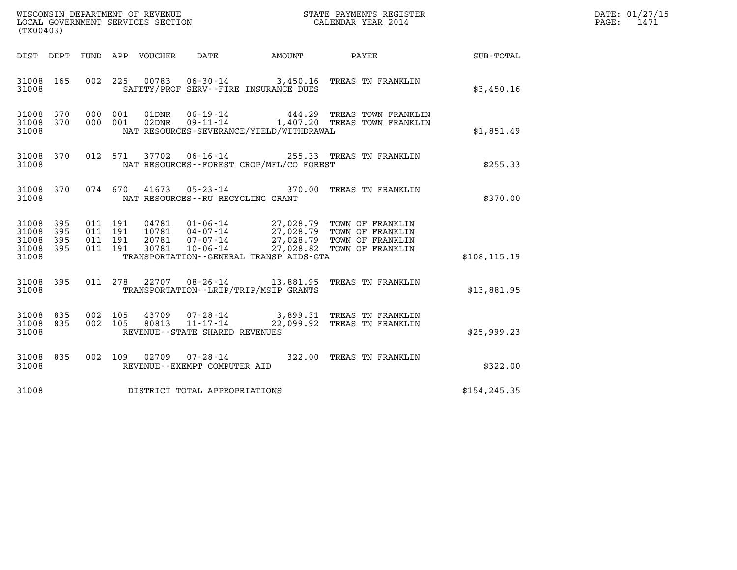WISCONSIN DEPARTMENT OF REVENUE
LOCAL GOVERNMENT SERVICES SECTION
(TX00403)

STATE PAYMENTS REGISTER
CALENDAR YEAR 2014

DATE: 01/27/15

| DIST | DEPT | FUND | APP | VOUCHER | DATE | AMOUNT | PAYEE | SUB-TOTAL |
|---|---|---|---|---|---|---|---|---|
| 31008 | 165 | 002 | 225 | 00783 | 06-30-14 | 3,450.16 | TREAS TN FRANKLIN | |
| 31008 | | | | SAFETY/PROF SERV--FIRE INSURANCE DUES | | | | $3,450.16 |
| 31008 | 370 | 000 | 001 | 01DNR | 06-19-14 | 444.29 | TREAS TOWN FRANKLIN | |
| 31008 | 370 | 000 | 001 | 02DNR | 09-11-14 | 1,407.20 | TREAS TOWN FRANKLIN | |
| 31008 | | | | NAT RESOURCES-SEVERANCE/YIELD/WITHDRAWAL | | | | $1,851.49 |
| 31008 | 370 | 012 | 571 | 37702 | 06-16-14 | 255.33 | TREAS TN FRANKLIN | |
| 31008 | | | | NAT RESOURCES--FOREST CROP/MFL/CO FOREST | | | | $255.33 |
| 31008 | 370 | 074 | 670 | 41673 | 05-23-14 | 370.00 | TREAS TN FRANKLIN | |
| 31008 | | | | NAT RESOURCES--RU RECYCLING GRANT | | | | $370.00 |
| 31008 | 395 | 011 | 191 | 04781 | 01-06-14 | 27,028.79 | TOWN OF FRANKLIN | |
| 31008 | 395 | 011 | 191 | 10781 | 04-07-14 | 27,028.79 | TOWN OF FRANKLIN | |
| 31008 | 395 | 011 | 191 | 20781 | 07-07-14 | 27,028.79 | TOWN OF FRANKLIN | |
| 31008 | 395 | 011 | 191 | 30781 | 10-06-14 | 27,028.82 | TOWN OF FRANKLIN | |
| 31008 | | | | TRANSPORTATION--GENERAL TRANSP AIDS-GTA | | | | $108,115.19 |
| 31008 | 395 | 011 | 278 | 22707 | 08-26-14 | 13,881.95 | TREAS TN FRANKLIN | |
| 31008 | | | | TRANSPORTATION--LRIP/TRIP/MSIP GRANTS | | | | $13,881.95 |
| 31008 | 835 | 002 | 105 | 43709 | 07-28-14 | 3,899.31 | TREAS TN FRANKLIN | |
| 31008 | 835 | 002 | 105 | 80813 | 11-17-14 | 22,099.92 | TREAS TN FRANKLIN | |
| 31008 | | | | REVENUE--STATE SHARED REVENUES | | | | $25,999.23 |
| 31008 | 835 | 002 | 109 | 02709 | 07-28-14 | 322.00 | TREAS TN FRANKLIN | |
| 31008 | | | | REVENUE--EXEMPT COMPUTER AID | | | | $322.00 |
| 31008 | | | | DISTRICT TOTAL APPROPRIATIONS | | | | $154,245.35 |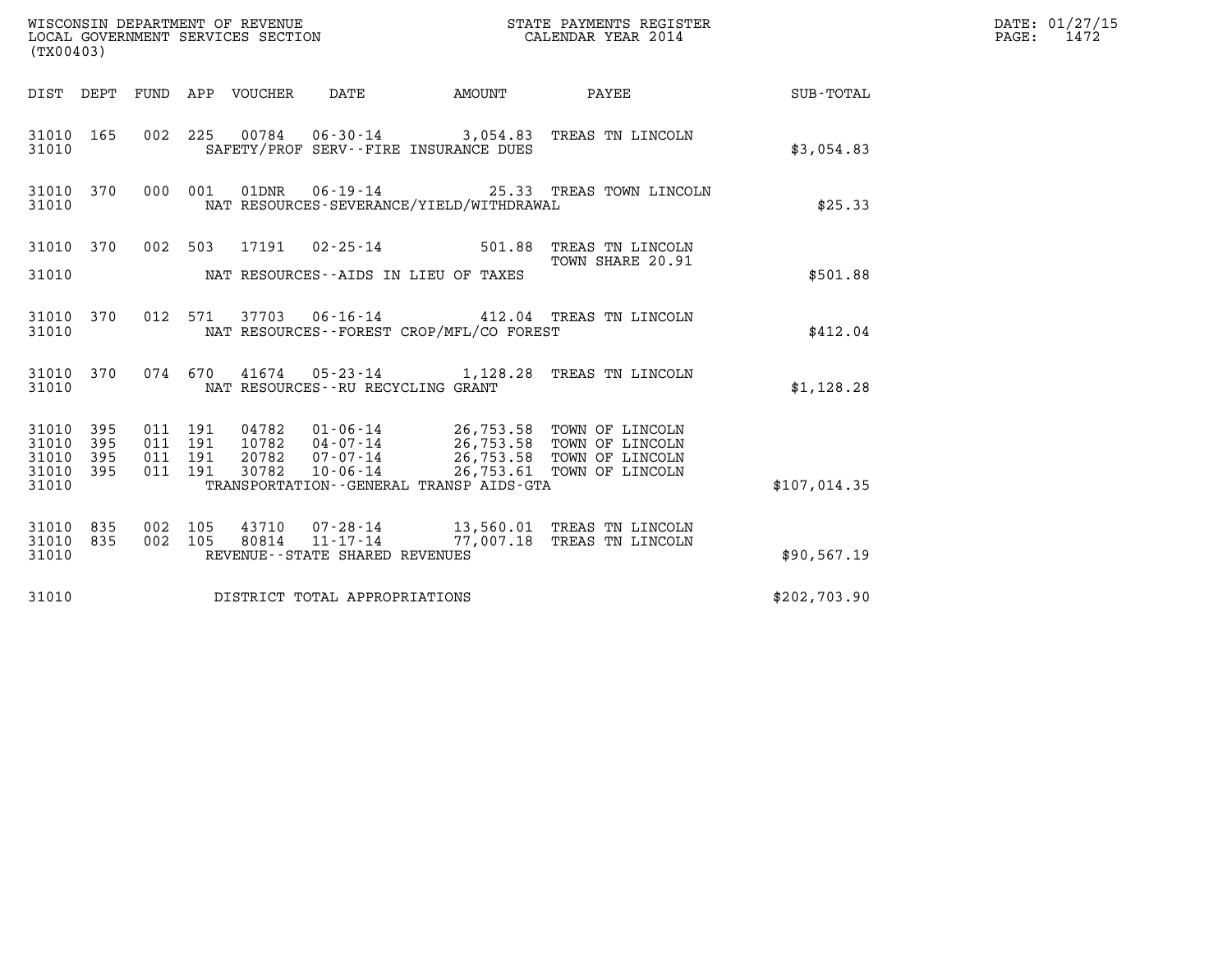WISCONSIN DEPARTMENT OF REVENUE
LOCAL GOVERNMENT SERVICES SECTION
(TX00403)

STATE PAYMENTS REGISTER
CALENDAR YEAR 2014

DATE: 01/27/15
PAGE: 1472

| DIST | DEPT | FUND | APP | VOUCHER | DATE | AMOUNT | PAYEE | SUB-TOTAL |
|---|---|---|---|---|---|---|---|---|
| 31010 | 165 | 002 | 225 | 00784 | 06-30-14 | 3,054.83 | TREAS TN LINCOLN | |
| 31010 | | | | | SAFETY/PROF SERV--FIRE INSURANCE DUES | | | $3,054.83 |
| 31010 | 370 | 000 | 001 | 01DNR | 06-19-14 | 25.33 | TREAS TOWN LINCOLN | |
| 31010 | | | | | NAT RESOURCES-SEVERANCE/YIELD/WITHDRAWAL | | | $25.33 |
| 31010 | 370 | 002 | 503 | 17191 | 02-25-14 | 501.88 | TREAS TN LINCOLN TOWN SHARE 20.91 | |
| 31010 | | | | | NAT RESOURCES--AIDS IN LIEU OF TAXES | | | $501.88 |
| 31010 | 370 | 012 | 571 | 37703 | 06-16-14 | 412.04 | TREAS TN LINCOLN | |
| 31010 | | | | | NAT RESOURCES--FOREST CROP/MFL/CO FOREST | | | $412.04 |
| 31010 | 370 | 074 | 670 | 41674 | 05-23-14 | 1,128.28 | TREAS TN LINCOLN | |
| 31010 | | | | | NAT RESOURCES--RU RECYCLING GRANT | | | $1,128.28 |
| 31010 | 395 | 011 | 191 | 04782 | 01-06-14 | 26,753.58 | TOWN OF LINCOLN | |
| 31010 | 395 | 011 | 191 | 10782 | 04-07-14 | 26,753.58 | TOWN OF LINCOLN | |
| 31010 | 395 | 011 | 191 | 20782 | 07-07-14 | 26,753.58 | TOWN OF LINCOLN | |
| 31010 | 395 | 011 | 191 | 30782 | 10-06-14 | 26,753.61 | TOWN OF LINCOLN | |
| 31010 | | | | | TRANSPORTATION--GENERAL TRANSP AIDS-GTA | | | $107,014.35 |
| 31010 | 835 | 002 | 105 | 43710 | 07-28-14 | 13,560.01 | TREAS TN LINCOLN | |
| 31010 | 835 | 002 | 105 | 80814 | 11-17-14 | 77,007.18 | TREAS TN LINCOLN | |
| 31010 | | | | | REVENUE--STATE SHARED REVENUES | | | $90,567.19 |
| 31010 | | | | | DISTRICT TOTAL APPROPRIATIONS | | | $202,703.90 |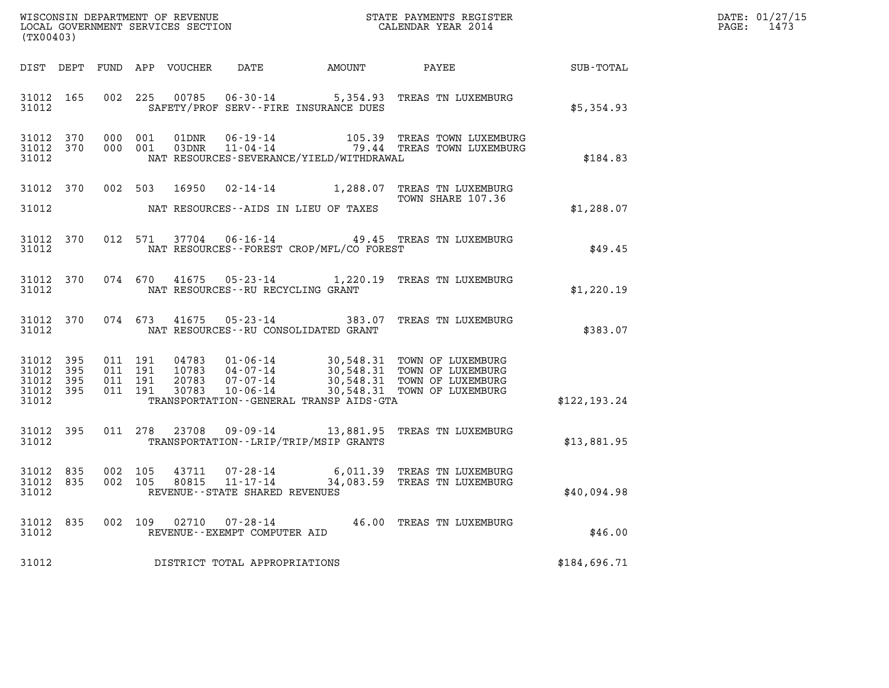WISCONSIN DEPARTMENT OF REVENUE
LOCAL GOVERNMENT SERVICES SECTION
(TX00403)

STATE PAYMENTS REGISTER
CALENDAR YEAR 2014

DATE: 01/27/15

| DIST | DEPT | FUND | APP | VOUCHER | DATE | AMOUNT | PAYEE | SUB-TOTAL |
|---|---|---|---|---|---|---|---|---|
| 31012 | 165 | 002 | 225 | 00785 | 06-30-14 | 5,354.93 | TREAS TN LUXEMBURG | |
| 31012 | | | | | SAFETY/PROF SERV--FIRE INSURANCE DUES | | | $5,354.93 |
| 31012 | 370 | 000 | 001 | 01DNR | 06-19-14 | 105.39 | TREAS TOWN LUXEMBURG | |
| 31012 | 370 | 000 | 001 | 03DNR | 11-04-14 | 79.44 | TREAS TOWN LUXEMBURG | |
| 31012 | | | | | NAT RESOURCES-SEVERANCE/YIELD/WITHDRAWAL | | | $184.83 |
| 31012 | 370 | 002 | 503 | 16950 | 02-14-14 | 1,288.07 | TREAS TN LUXEMBURG TOWN SHARE 107.36 | |
| 31012 | | | | | NAT RESOURCES--AIDS IN LIEU OF TAXES | | | $1,288.07 |
| 31012 | 370 | 012 | 571 | 37704 | 06-16-14 | 49.45 | TREAS TN LUXEMBURG | |
| 31012 | | | | | NAT RESOURCES--FOREST CROP/MFL/CO FOREST | | | $49.45 |
| 31012 | 370 | 074 | 670 | 41675 | 05-23-14 | 1,220.19 | TREAS TN LUXEMBURG | |
| 31012 | | | | | NAT RESOURCES--RU RECYCLING GRANT | | | $1,220.19 |
| 31012 | 370 | 074 | 673 | 41675 | 05-23-14 | 383.07 | TREAS TN LUXEMBURG | |
| 31012 | | | | | NAT RESOURCES--RU CONSOLIDATED GRANT | | | $383.07 |
| 31012 | 395 | 011 | 191 | 04783 | 01-06-14 | 30,548.31 | TOWN OF LUXEMBURG | |
| 31012 | 395 | 011 | 191 | 10783 | 04-07-14 | 30,548.31 | TOWN OF LUXEMBURG | |
| 31012 | 395 | 011 | 191 | 20783 | 07-07-14 | 30,548.31 | TOWN OF LUXEMBURG | |
| 31012 | 395 | 011 | 191 | 30783 | 10-06-14 | 30,548.31 | TOWN OF LUXEMBURG | |
| 31012 | | | | | TRANSPORTATION--GENERAL TRANSP AIDS-GTA | | | $122,193.24 |
| 31012 | 395 | 011 | 278 | 23708 | 09-09-14 | 13,881.95 | TREAS TN LUXEMBURG | |
| 31012 | | | | | TRANSPORTATION--LRIP/TRIP/MSIP GRANTS | | | $13,881.95 |
| 31012 | 835 | 002 | 105 | 43711 | 07-28-14 | 6,011.39 | TREAS TN LUXEMBURG | |
| 31012 | 835 | 002 | 105 | 80815 | 11-17-14 | 34,083.59 | TREAS TN LUXEMBURG | |
| 31012 | | | | | REVENUE--STATE SHARED REVENUES | | | $40,094.98 |
| 31012 | 835 | 002 | 109 | 02710 | 07-28-14 | 46.00 | TREAS TN LUXEMBURG | |
| 31012 | | | | | REVENUE--EXEMPT COMPUTER AID | | | $46.00 |
| 31012 | | | | | DISTRICT TOTAL APPROPRIATIONS | | | $184,696.71 |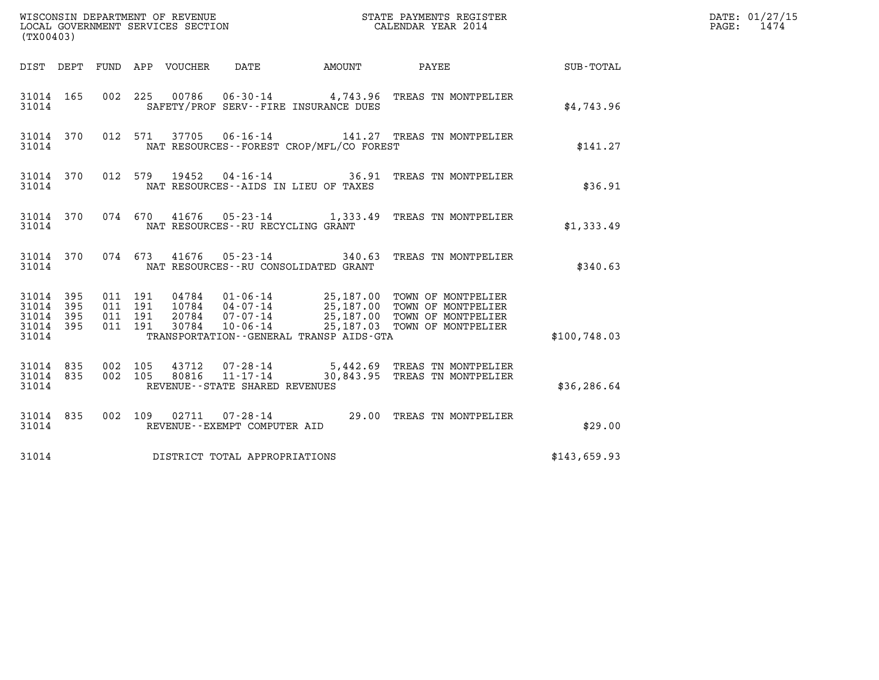WISCONSIN DEPARTMENT OF REVENUE
LOCAL GOVERNMENT SERVICES SECTION
(TX00403)

STATE PAYMENTS REGISTER
CALENDAR YEAR 2014

DATE: 01/27/15
PAGE: 1474

| DIST | DEPT | FUND | APP | VOUCHER | DATE | AMOUNT | PAYEE | SUB-TOTAL |
|---|---|---|---|---|---|---|---|---|
| 31014 | 165 | 002 | 225 | 00786 | 06-30-14 | 4,743.96 | TREAS TN MONTPELIER | |
| 31014 | | | | SAFETY/PROF SERV--FIRE INSURANCE DUES | | | | $4,743.96 |
| 31014 | 370 | 012 | 571 | 37705 | 06-16-14 | 141.27 | TREAS TN MONTPELIER | |
| 31014 | | | | NAT RESOURCES--FOREST CROP/MFL/CO FOREST | | | | $141.27 |
| 31014 | 370 | 012 | 579 | 19452 | 04-16-14 | 36.91 | TREAS TN MONTPELIER | |
| 31014 | | | | NAT RESOURCES--AIDS IN LIEU OF TAXES | | | | $36.91 |
| 31014 | 370 | 074 | 670 | 41676 | 05-23-14 | 1,333.49 | TREAS TN MONTPELIER | |
| 31014 | | | | NAT RESOURCES--RU RECYCLING GRANT | | | | $1,333.49 |
| 31014 | 370 | 074 | 673 | 41676 | 05-23-14 | 340.63 | TREAS TN MONTPELIER | |
| 31014 | | | | NAT RESOURCES--RU CONSOLIDATED GRANT | | | | $340.63 |
| 31014 | 395 | 011 | 191 | 04784 | 01-06-14 | 25,187.00 | TOWN OF MONTPELIER | |
| 31014 | 395 | 011 | 191 | 10784 | 04-07-14 | 25,187.00 | TOWN OF MONTPELIER | |
| 31014 | 395 | 011 | 191 | 20784 | 07-07-14 | 25,187.00 | TOWN OF MONTPELIER | |
| 31014 | 395 | 011 | 191 | 30784 | 10-06-14 | 25,187.03 | TOWN OF MONTPELIER | |
| 31014 | | | | TRANSPORTATION--GENERAL TRANSP AIDS-GTA | | | | $100,748.03 |
| 31014 | 835 | 002 | 105 | 43712 | 07-28-14 | 5,442.69 | TREAS TN MONTPELIER | |
| 31014 | 835 | 002 | 105 | 80816 | 11-17-14 | 30,843.95 | TREAS TN MONTPELIER | |
| 31014 | | | | REVENUE--STATE SHARED REVENUES | | | | $36,286.64 |
| 31014 | 835 | 002 | 109 | 02711 | 07-28-14 | 29.00 | TREAS TN MONTPELIER | |
| 31014 | | | | REVENUE--EXEMPT COMPUTER AID | | | | $29.00 |
| 31014 | | | | DISTRICT TOTAL APPROPRIATIONS | | | | $143,659.93 |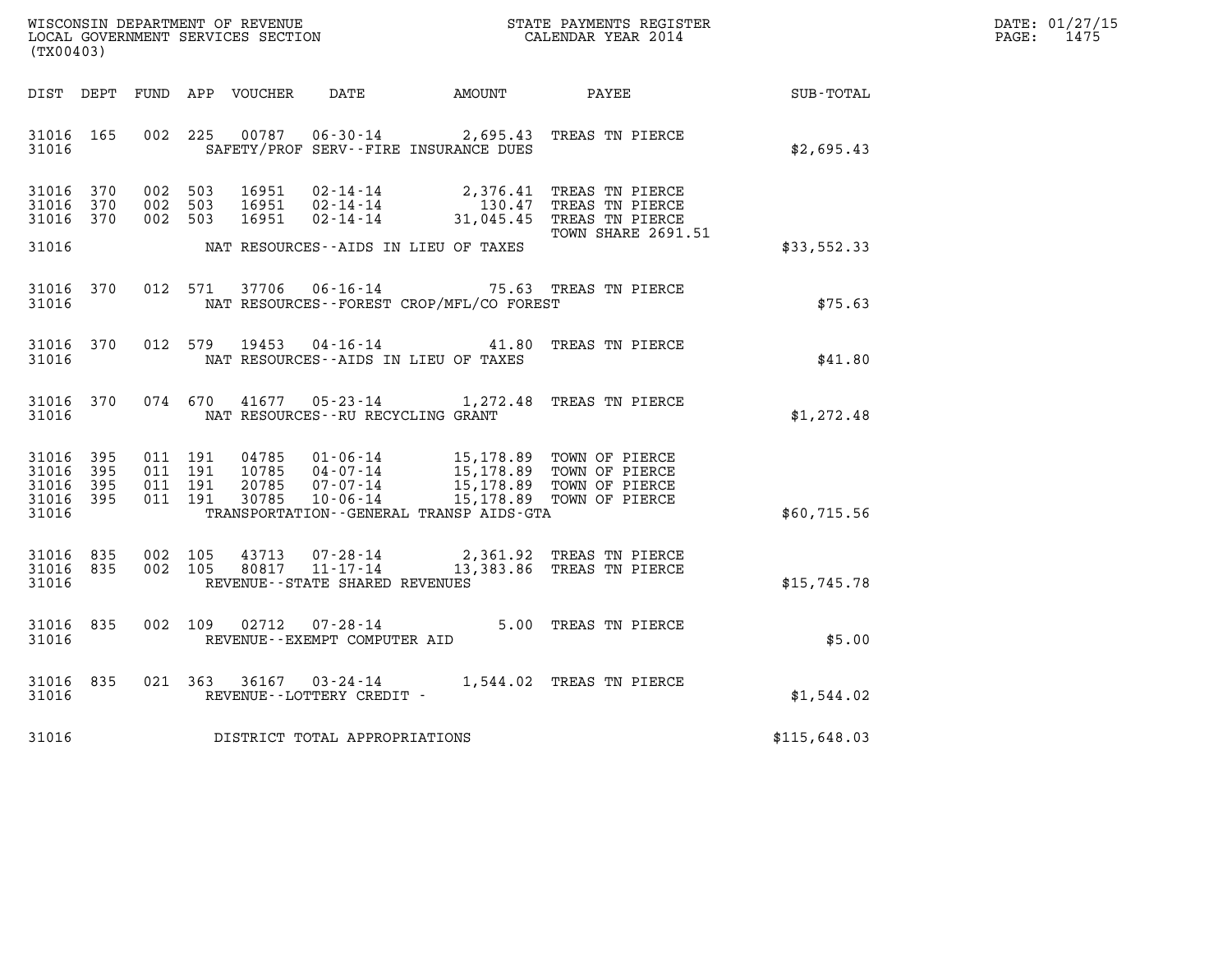WISCONSIN DEPARTMENT OF REVENUE
LOCAL GOVERNMENT SERVICES SECTION
(TX00403)

STATE PAYMENTS REGISTER
CALENDAR YEAR 2014

DATE: 01/27/15
PAGE: 1475

| DIST | DEPT | FUND | APP | VOUCHER | DATE | AMOUNT | PAYEE | SUB-TOTAL |
|---|---|---|---|---|---|---|---|---|
| 31016 | 165 | 002 | 225 | 00787 | 06-30-14 | 2,695.43 | TREAS TN PIERCE | |
| 31016 | | | | | SAFETY/PROF SERV--FIRE INSURANCE DUES | | | $2,695.43 |
| 31016 | 370 | 002 | 503 | 16951 | 02-14-14 | 2,376.41 | TREAS TN PIERCE | |
| 31016 | 370 | 002 | 503 | 16951 | 02-14-14 | 130.47 | TREAS TN PIERCE | |
| 31016 | 370 | 002 | 503 | 16951 | 02-14-14 | 31,045.45 | TREAS TN PIERCE TOWN SHARE 2691.51 | |
| 31016 | | | | | NAT RESOURCES--AIDS IN LIEU OF TAXES | | | $33,552.33 |
| 31016 | 370 | 012 | 571 | 37706 | 06-16-14 | 75.63 | TREAS TN PIERCE | |
| 31016 | | | | | NAT RESOURCES--FOREST CROP/MFL/CO FOREST | | | $75.63 |
| 31016 | 370 | 012 | 579 | 19453 | 04-16-14 | 41.80 | TREAS TN PIERCE | |
| 31016 | | | | | NAT RESOURCES--AIDS IN LIEU OF TAXES | | | $41.80 |
| 31016 | 370 | 074 | 670 | 41677 | 05-23-14 | 1,272.48 | TREAS TN PIERCE | |
| 31016 | | | | | NAT RESOURCES--RU RECYCLING GRANT | | | $1,272.48 |
| 31016 | 395 | 011 | 191 | 04785 | 01-06-14 | 15,178.89 | TOWN OF PIERCE | |
| 31016 | 395 | 011 | 191 | 10785 | 04-07-14 | 15,178.89 | TOWN OF PIERCE | |
| 31016 | 395 | 011 | 191 | 20785 | 07-07-14 | 15,178.89 | TOWN OF PIERCE | |
| 31016 | 395 | 011 | 191 | 30785 | 10-06-14 | 15,178.89 | TOWN OF PIERCE | |
| 31016 | | | | | TRANSPORTATION--GENERAL TRANSP AIDS-GTA | | | $60,715.56 |
| 31016 | 835 | 002 | 105 | 43713 | 07-28-14 | 2,361.92 | TREAS TN PIERCE | |
| 31016 | 835 | 002 | 105 | 80817 | 11-17-14 | 13,383.86 | TREAS TN PIERCE | |
| 31016 | | | | | REVENUE--STATE SHARED REVENUES | | | $15,745.78 |
| 31016 | 835 | 002 | 109 | 02712 | 07-28-14 | 5.00 | TREAS TN PIERCE | |
| 31016 | | | | | REVENUE--EXEMPT COMPUTER AID | | | $5.00 |
| 31016 | 835 | 021 | 363 | 36167 | 03-24-14 | 1,544.02 | TREAS TN PIERCE | |
| 31016 | | | | | REVENUE--LOTTERY CREDIT - | | | $1,544.02 |
| 31016 | | | | | DISTRICT TOTAL APPROPRIATIONS | | | $115,648.03 |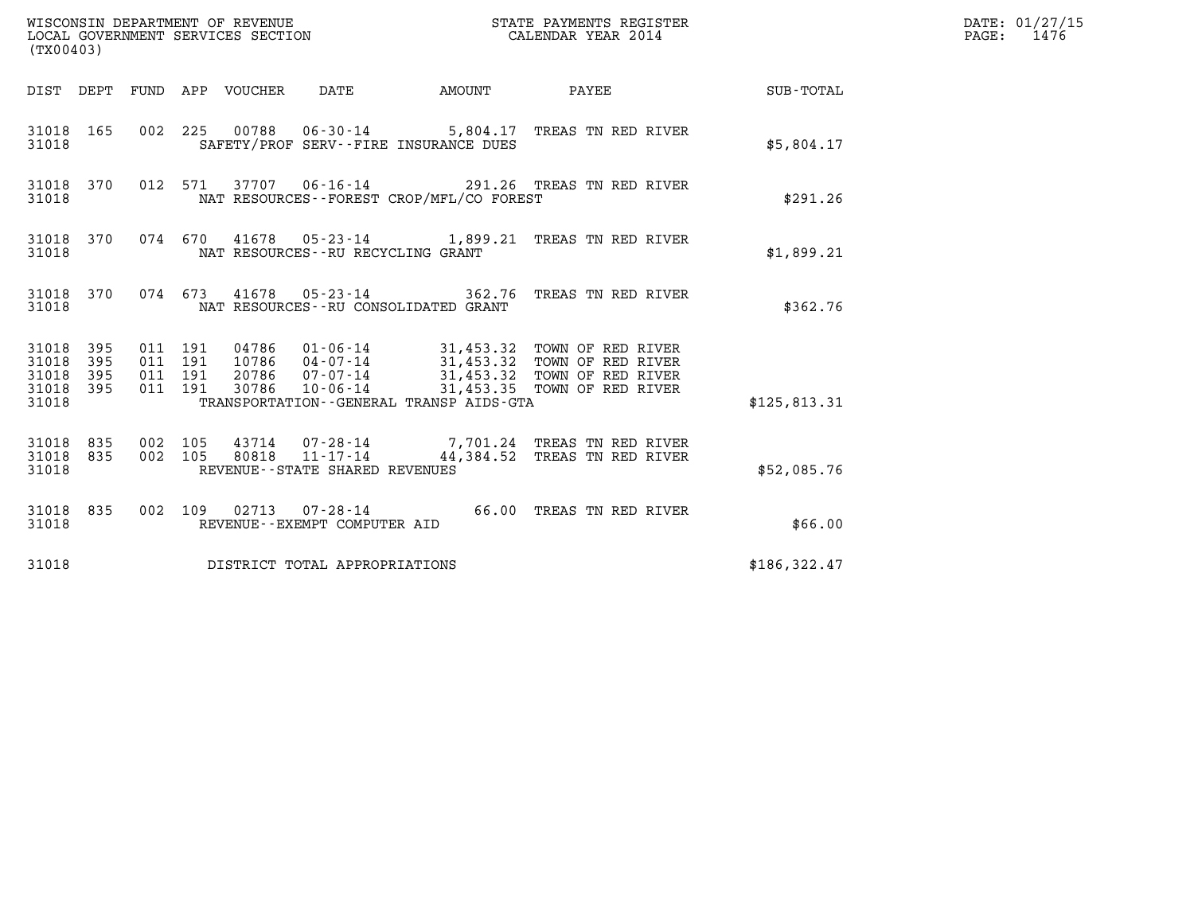WISCONSIN DEPARTMENT OF REVENUE
LOCAL GOVERNMENT SERVICES SECTION
(TX00403)

STATE PAYMENTS REGISTER
CALENDAR YEAR 2014

DATE: 01/27/15

| DIST | DEPT | FUND | APP | VOUCHER | DATE | AMOUNT | PAYEE | SUB-TOTAL |
|---|---|---|---|---|---|---|---|---|
| 31018 | 165 | 002 | 225 | 00788 | 06-30-14 | 5,804.17 | TREAS TN RED RIVER | |
| 31018 | | | | | SAFETY/PROF SERV--FIRE INSURANCE DUES | | | $5,804.17 |
| 31018 | 370 | 012 | 571 | 37707 | 06-16-14 | 291.26 | TREAS TN RED RIVER | |
| 31018 | | | | | NAT RESOURCES--FOREST CROP/MFL/CO FOREST | | | $291.26 |
| 31018 | 370 | 074 | 670 | 41678 | 05-23-14 | 1,899.21 | TREAS TN RED RIVER | |
| 31018 | | | | | NAT RESOURCES--RU RECYCLING GRANT | | | $1,899.21 |
| 31018 | 370 | 074 | 673 | 41678 | 05-23-14 | 362.76 | TREAS TN RED RIVER | |
| 31018 | | | | | NAT RESOURCES--RU CONSOLIDATED GRANT | | | $362.76 |
| 31018 | 395 | 011 | 191 | 04786 | 01-06-14 | 31,453.32 | TOWN OF RED RIVER | |
| 31018 | 395 | 011 | 191 | 10786 | 04-07-14 | 31,453.32 | TOWN OF RED RIVER | |
| 31018 | 395 | 011 | 191 | 20786 | 07-07-14 | 31,453.32 | TOWN OF RED RIVER | |
| 31018 | 395 | 011 | 191 | 30786 | 10-06-14 | 31,453.35 | TOWN OF RED RIVER | |
| 31018 | | | | | TRANSPORTATION--GENERAL TRANSP AIDS-GTA | | | $125,813.31 |
| 31018 | 835 | 002 | 105 | 43714 | 07-28-14 | 7,701.24 | TREAS TN RED RIVER | |
| 31018 | 835 | 002 | 105 | 80818 | 11-17-14 | 44,384.52 | TREAS TN RED RIVER | |
| 31018 | | | | | REVENUE--STATE SHARED REVENUES | | | $52,085.76 |
| 31018 | 835 | 002 | 109 | 02713 | 07-28-14 | 66.00 | TREAS TN RED RIVER | |
| 31018 | | | | | REVENUE--EXEMPT COMPUTER AID | | | $66.00 |
| 31018 | | | | | DISTRICT TOTAL APPROPRIATIONS | | | $186,322.47 |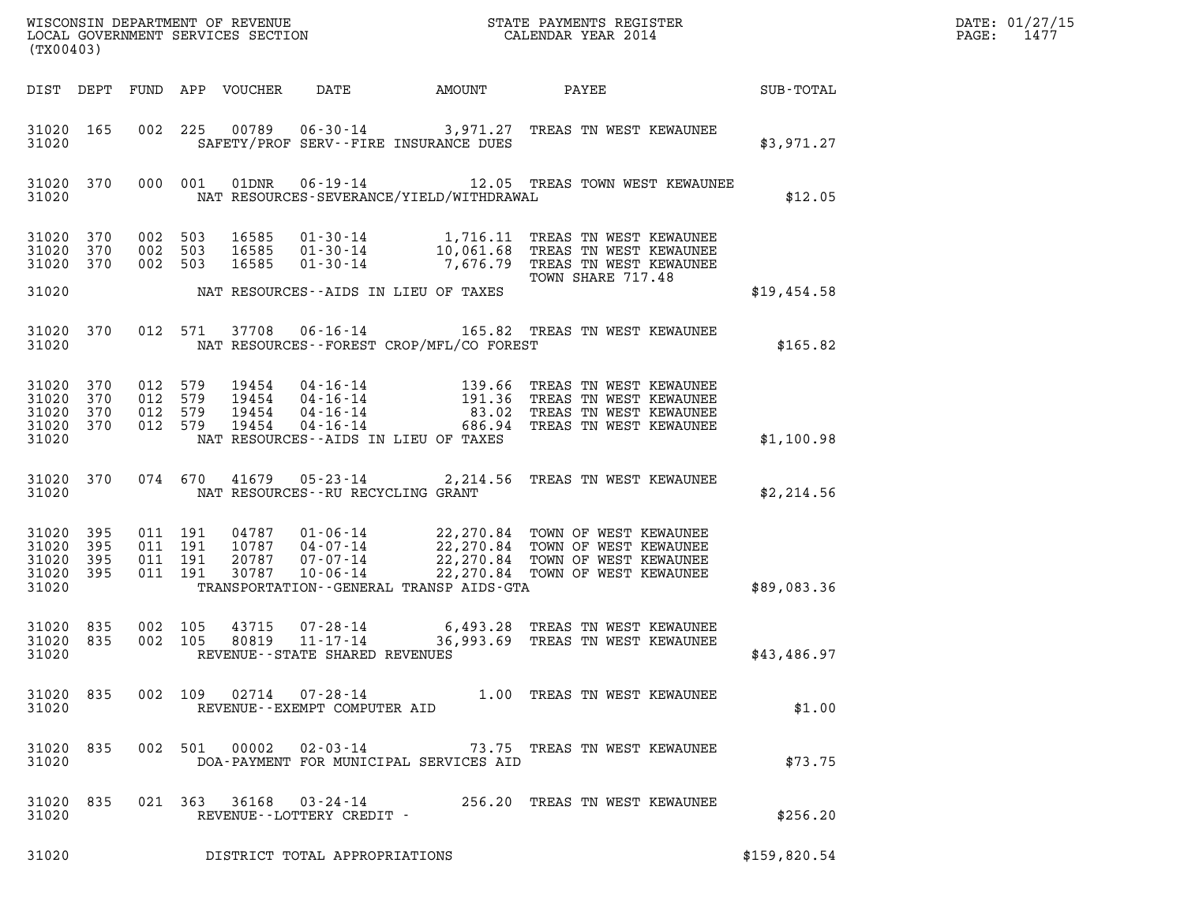WISCONSIN DEPARTMENT OF REVENUE
LOCAL GOVERNMENT SERVICES SECTION
(TX00403)

STATE PAYMENTS REGISTER
CALENDAR YEAR 2014

DATE: 01/27/15

| DIST | DEPT | FUND | APP | VOUCHER | DATE | AMOUNT | PAYEE | SUB-TOTAL |
|---|---|---|---|---|---|---|---|---|
| 31020 | 165 | 002 | 225 | 00789 | 06-30-14 | 3,971.27 | TREAS TN WEST KEWAUNEE | |
| 31020 | | | | SAFETY/PROF SERV--FIRE INSURANCE DUES | | | | $3,971.27 |
| 31020 | 370 | 000 | 001 | 01DNR | 06-19-14 | 12.05 | TREAS TOWN WEST KEWAUNEE | |
| 31020 | | | | NAT RESOURCES-SEVERANCE/YIELD/WITHDRAWAL | | | | $12.05 |
| 31020 | 370 | 002 | 503 | 16585 | 01-30-14 | 1,716.11 | TREAS TN WEST KEWAUNEE | |
| 31020 | 370 | 002 | 503 | 16585 | 01-30-14 | 10,061.68 | TREAS TN WEST KEWAUNEE | |
| 31020 | 370 | 002 | 503 | 16585 | 01-30-14 | 7,676.79 | TREAS TN WEST KEWAUNEE TOWN SHARE 717.48 | |
| 31020 | | | | NAT RESOURCES--AIDS IN LIEU OF TAXES | | | | $19,454.58 |
| 31020 | 370 | 012 | 571 | 37708 | 06-16-14 | 165.82 | TREAS TN WEST KEWAUNEE | |
| 31020 | | | | NAT RESOURCES--FOREST CROP/MFL/CO FOREST | | | | $165.82 |
| 31020 | 370 | 012 | 579 | 19454 | 04-16-14 | 139.66 | TREAS TN WEST KEWAUNEE | |
| 31020 | 370 | 012 | 579 | 19454 | 04-16-14 | 191.36 | TREAS TN WEST KEWAUNEE | |
| 31020 | 370 | 012 | 579 | 19454 | 04-16-14 | 83.02 | TREAS TN WEST KEWAUNEE | |
| 31020 | 370 | 012 | 579 | 19454 | 04-16-14 | 686.94 | TREAS TN WEST KEWAUNEE | |
| 31020 | | | | NAT RESOURCES--AIDS IN LIEU OF TAXES | | | | $1,100.98 |
| 31020 | 370 | 074 | 670 | 41679 | 05-23-14 | 2,214.56 | TREAS TN WEST KEWAUNEE | |
| 31020 | | | | NAT RESOURCES--RU RECYCLING GRANT | | | | $2,214.56 |
| 31020 | 395 | 011 | 191 | 04787 | 01-06-14 | 22,270.84 | TOWN OF WEST KEWAUNEE | |
| 31020 | 395 | 011 | 191 | 10787 | 04-07-14 | 22,270.84 | TOWN OF WEST KEWAUNEE | |
| 31020 | 395 | 011 | 191 | 20787 | 07-07-14 | 22,270.84 | TOWN OF WEST KEWAUNEE | |
| 31020 | 395 | 011 | 191 | 30787 | 10-06-14 | 22,270.84 | TOWN OF WEST KEWAUNEE | |
| 31020 | | | | TRANSPORTATION--GENERAL TRANSP AIDS-GTA | | | | $89,083.36 |
| 31020 | 835 | 002 | 105 | 43715 | 07-28-14 | 6,493.28 | TREAS TN WEST KEWAUNEE | |
| 31020 | 835 | 002 | 105 | 80819 | 11-17-14 | 36,993.69 | TREAS TN WEST KEWAUNEE | |
| 31020 | | | | REVENUE--STATE SHARED REVENUES | | | | $43,486.97 |
| 31020 | 835 | 002 | 109 | 02714 | 07-28-14 | 1.00 | TREAS TN WEST KEWAUNEE | |
| 31020 | | | | REVENUE--EXEMPT COMPUTER AID | | | | $1.00 |
| 31020 | 835 | 002 | 501 | 00002 | 02-03-14 | 73.75 | TREAS TN WEST KEWAUNEE | |
| 31020 | | | | DOA-PAYMENT FOR MUNICIPAL SERVICES AID | | | | $73.75 |
| 31020 | 835 | 021 | 363 | 36168 | 03-24-14 | 256.20 | TREAS TN WEST KEWAUNEE | |
| 31020 | | | | REVENUE--LOTTERY CREDIT - | | | | $256.20 |
| 31020 | | | | DISTRICT TOTAL APPROPRIATIONS | | | | $159,820.54 |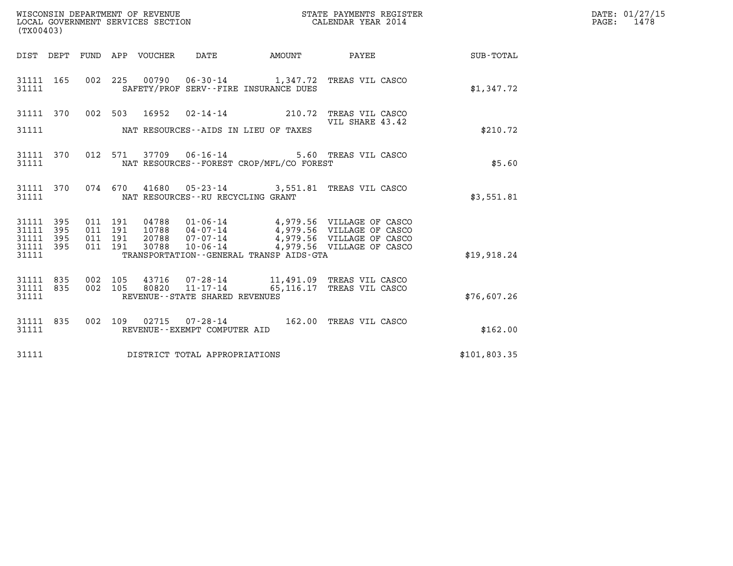WISCONSIN DEPARTMENT OF REVENUE
LOCAL GOVERNMENT SERVICES SECTION
(TX00403)

STATE PAYMENTS REGISTER
CALENDAR YEAR 2014

DATE: 01/27/15
PAGE: 1478

| DIST | DEPT | FUND | APP | VOUCHER | DATE | AMOUNT | PAYEE | SUB-TOTAL |
|---|---|---|---|---|---|---|---|---|
| 31111 | 165 | 002 | 225 | 00790 | 06-30-14 | 1,347.72 | TREAS VIL CASCO | |
| 31111 | | | | | SAFETY/PROF SERV--FIRE INSURANCE DUES | | | $1,347.72 |
| 31111 | 370 | 002 | 503 | 16952 | 02-14-14 | 210.72 | TREAS VIL CASCO VIL SHARE 43.42 | |
| 31111 | | | | | NAT RESOURCES--AIDS IN LIEU OF TAXES | | | $210.72 |
| 31111 | 370 | 012 | 571 | 37709 | 06-16-14 | 5.60 | TREAS VIL CASCO | |
| 31111 | | | | | NAT RESOURCES--FOREST CROP/MFL/CO FOREST | | | $5.60 |
| 31111 | 370 | 074 | 670 | 41680 | 05-23-14 | 3,551.81 | TREAS VIL CASCO | |
| 31111 | | | | | NAT RESOURCES--RU RECYCLING GRANT | | | $3,551.81 |
| 31111 | 395 | 011 | 191 | 04788 | 01-06-14 | 4,979.56 | VILLAGE OF CASCO | |
| 31111 | 395 | 011 | 191 | 10788 | 04-07-14 | 4,979.56 | VILLAGE OF CASCO | |
| 31111 | 395 | 011 | 191 | 20788 | 07-07-14 | 4,979.56 | VILLAGE OF CASCO | |
| 31111 | 395 | 011 | 191 | 30788 | 10-06-14 | 4,979.56 | VILLAGE OF CASCO | |
| 31111 | | | | | TRANSPORTATION--GENERAL TRANSP AIDS-GTA | | | $19,918.24 |
| 31111 | 835 | 002 | 105 | 43716 | 07-28-14 | 11,491.09 | TREAS VIL CASCO | |
| 31111 | 835 | 002 | 105 | 80820 | 11-17-14 | 65,116.17 | TREAS VIL CASCO | |
| 31111 | | | | | REVENUE--STATE SHARED REVENUES | | | $76,607.26 |
| 31111 | 835 | 002 | 109 | 02715 | 07-28-14 | 162.00 | TREAS VIL CASCO | |
| 31111 | | | | | REVENUE--EXEMPT COMPUTER AID | | | $162.00 |
| 31111 | | | | | DISTRICT TOTAL APPROPRIATIONS | | | $101,803.35 |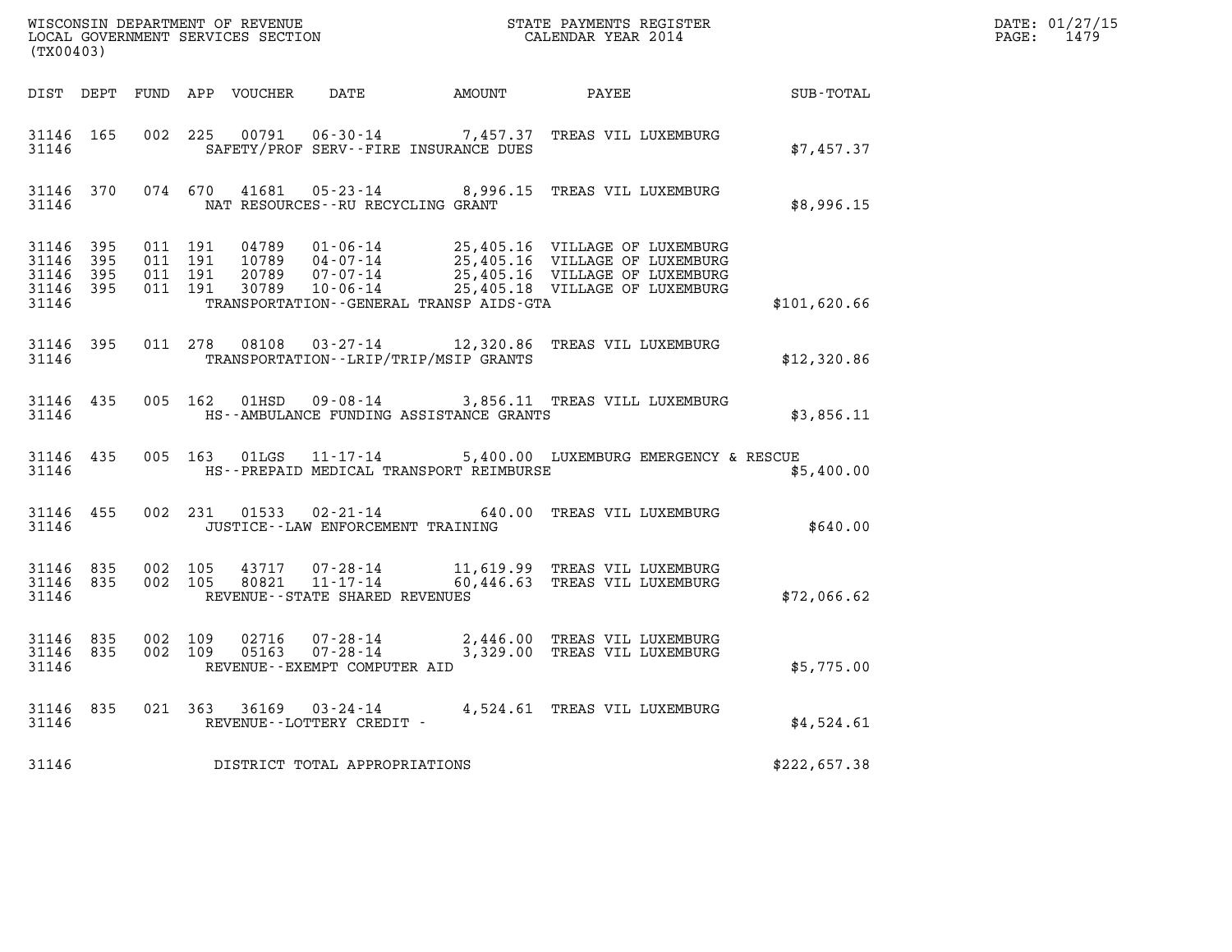WISCONSIN DEPARTMENT OF REVENUE
LOCAL GOVERNMENT SERVICES SECTION
(TX00403)

STATE PAYMENTS REGISTER
CALENDAR YEAR 2014

DATE: 01/27/15
PAGE: 1479

| DIST | DEPT | FUND | APP | VOUCHER | DATE | AMOUNT | PAYEE | SUB-TOTAL |
|---|---|---|---|---|---|---|---|---|
| 31146 | 165 | 002 | 225 | 00791 | 06-30-14 | 7,457.37 | TREAS VIL LUXEMBURG | |
| 31146 | | | | SAFETY/PROF SERV--FIRE INSURANCE DUES | | | | $7,457.37 |
| 31146 | 370 | 074 | 670 | 41681 | 05-23-14 | 8,996.15 | TREAS VIL LUXEMBURG | |
| 31146 | | | | NAT RESOURCES--RU RECYCLING GRANT | | | | $8,996.15 |
| 31146 | 395 | 011 | 191 | 04789 | 01-06-14 | 25,405.16 | VILLAGE OF LUXEMBURG | |
| 31146 | 395 | 011 | 191 | 10789 | 04-07-14 | 25,405.16 | VILLAGE OF LUXEMBURG | |
| 31146 | 395 | 011 | 191 | 20789 | 07-07-14 | 25,405.16 | VILLAGE OF LUXEMBURG | |
| 31146 | 395 | 011 | 191 | 30789 | 10-06-14 | 25,405.18 | VILLAGE OF LUXEMBURG | |
| 31146 | | | | TRANSPORTATION--GENERAL TRANSP AIDS-GTA | | | | $101,620.66 |
| 31146 | 395 | 011 | 278 | 08108 | 03-27-14 | 12,320.86 | TREAS VIL LUXEMBURG | |
| 31146 | | | | TRANSPORTATION--LRIP/TRIP/MSIP GRANTS | | | | $12,320.86 |
| 31146 | 435 | 005 | 162 | 01HSD | 09-08-14 | 3,856.11 | TREAS VILL LUXEMBURG | |
| 31146 | | | | HS--AMBULANCE FUNDING ASSISTANCE GRANTS | | | | $3,856.11 |
| 31146 | 435 | 005 | 163 | 01LGS | 11-17-14 | 5,400.00 | LUXEMBURG EMERGENCY & RESCUE | |
| 31146 | | | | HS--PREPAID MEDICAL TRANSPORT REIMBURSE | | | | $5,400.00 |
| 31146 | 455 | 002 | 231 | 01533 | 02-21-14 | 640.00 | TREAS VIL LUXEMBURG | |
| 31146 | | | | JUSTICE--LAW ENFORCEMENT TRAINING | | | | $640.00 |
| 31146 | 835 | 002 | 105 | 43717 | 07-28-14 | 11,619.99 | TREAS VIL LUXEMBURG | |
| 31146 | 835 | 002 | 105 | 80821 | 11-17-14 | 60,446.63 | TREAS VIL LUXEMBURG | |
| 31146 | | | | REVENUE--STATE SHARED REVENUES | | | | $72,066.62 |
| 31146 | 835 | 002 | 109 | 02716 | 07-28-14 | 2,446.00 | TREAS VIL LUXEMBURG | |
| 31146 | 835 | 002 | 109 | 05163 | 07-28-14 | 3,329.00 | TREAS VIL LUXEMBURG | |
| 31146 | | | | REVENUE--EXEMPT COMPUTER AID | | | | $5,775.00 |
| 31146 | 835 | 021 | 363 | 36169 | 03-24-14 | 4,524.61 | TREAS VIL LUXEMBURG | |
| 31146 | | | | REVENUE--LOTTERY CREDIT - | | | | $4,524.61 |
| 31146 | | | | DISTRICT TOTAL APPROPRIATIONS | | | | $222,657.38 |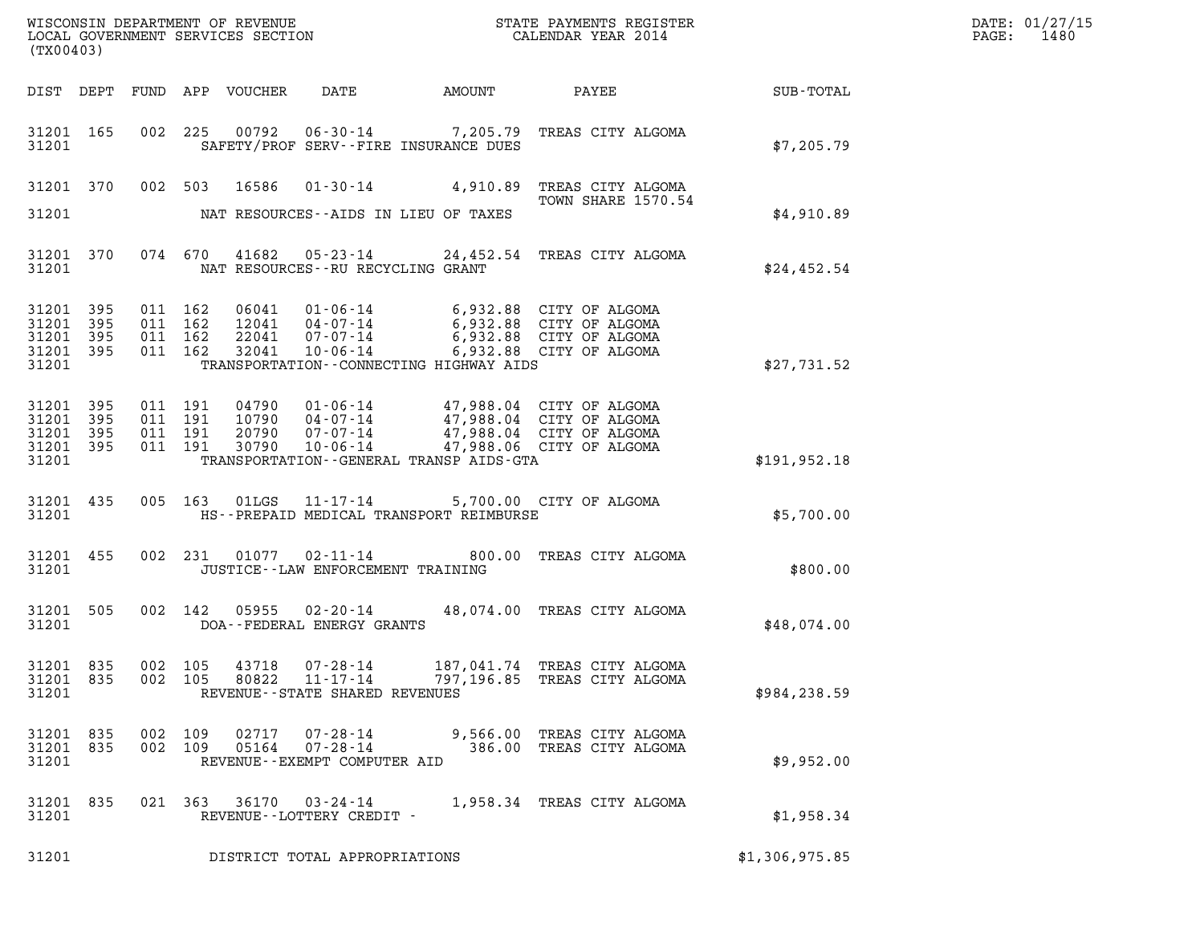WISCONSIN DEPARTMENT OF REVENUE
LOCAL GOVERNMENT SERVICES SECTION
(TX00403)

STATE PAYMENTS REGISTER
CALENDAR YEAR 2014

DATE: 01/27/15
PAGE: 1480

| DIST | DEPT | FUND | APP | VOUCHER | DATE | AMOUNT | PAYEE | SUB-TOTAL |
|---|---|---|---|---|---|---|---|---|
| 31201 | 165 | 002 | 225 | 00792 | 06-30-14 | 7,205.79 | TREAS CITY ALGOMA | |
| 31201 | | | | SAFETY/PROF SERV--FIRE INSURANCE DUES | | | | $7,205.79 |
| 31201 | 370 | 002 | 503 | 16586 | 01-30-14 | 4,910.89 | TREAS CITY ALGOMA TOWN SHARE 1570.54 | |
| 31201 | | | | NAT RESOURCES--AIDS IN LIEU OF TAXES | | | | $4,910.89 |
| 31201 | 370 | 074 | 670 | 41682 | 05-23-14 | 24,452.54 | TREAS CITY ALGOMA | |
| 31201 | | | | NAT RESOURCES--RU RECYCLING GRANT | | | | $24,452.54 |
| 31201 | 395 | 011 | 162 | 06041 | 01-06-14 | 6,932.88 | CITY OF ALGOMA | |
| 31201 | 395 | 011 | 162 | 12041 | 04-07-14 | 6,932.88 | CITY OF ALGOMA | |
| 31201 | 395 | 011 | 162 | 22041 | 07-07-14 | 6,932.88 | CITY OF ALGOMA | |
| 31201 | 395 | 011 | 162 | 32041 | 10-06-14 | 6,932.88 | CITY OF ALGOMA | |
| 31201 | | | | TRANSPORTATION--CONNECTING HIGHWAY AIDS | | | | $27,731.52 |
| 31201 | 395 | 011 | 191 | 04790 | 01-06-14 | 47,988.04 | CITY OF ALGOMA | |
| 31201 | 395 | 011 | 191 | 10790 | 04-07-14 | 47,988.04 | CITY OF ALGOMA | |
| 31201 | 395 | 011 | 191 | 20790 | 07-07-14 | 47,988.04 | CITY OF ALGOMA | |
| 31201 | 395 | 011 | 191 | 30790 | 10-06-14 | 47,988.06 | CITY OF ALGOMA | |
| 31201 | | | | TRANSPORTATION--GENERAL TRANSP AIDS-GTA | | | | $191,952.18 |
| 31201 | 435 | 005 | 163 | 01LGS | 11-17-14 | 5,700.00 | CITY OF ALGOMA | |
| 31201 | | | | HS--PREPAID MEDICAL TRANSPORT REIMBURSE | | | | $5,700.00 |
| 31201 | 455 | 002 | 231 | 01077 | 02-11-14 | 800.00 | TREAS CITY ALGOMA | |
| 31201 | | | | JUSTICE--LAW ENFORCEMENT TRAINING | | | | $800.00 |
| 31201 | 505 | 002 | 142 | 05955 | 02-20-14 | 48,074.00 | TREAS CITY ALGOMA | |
| 31201 | | | | DOA--FEDERAL ENERGY GRANTS | | | | $48,074.00 |
| 31201 | 835 | 002 | 105 | 43718 | 07-28-14 | 187,041.74 | TREAS CITY ALGOMA | |
| 31201 | 835 | 002 | 105 | 80822 | 11-17-14 | 797,196.85 | TREAS CITY ALGOMA | |
| 31201 | | | | REVENUE--STATE SHARED REVENUES | | | | $984,238.59 |
| 31201 | 835 | 002 | 109 | 02717 | 07-28-14 | 9,566.00 | TREAS CITY ALGOMA | |
| 31201 | 835 | 002 | 109 | 05164 | 07-28-14 | 386.00 | TREAS CITY ALGOMA | |
| 31201 | | | | REVENUE--EXEMPT COMPUTER AID | | | | $9,952.00 |
| 31201 | 835 | 021 | 363 | 36170 | 03-24-14 | 1,958.34 | TREAS CITY ALGOMA | |
| 31201 | | | | REVENUE--LOTTERY CREDIT - | | | | $1,958.34 |
| 31201 | | | | DISTRICT TOTAL APPROPRIATIONS | | | | $1,306,975.85 |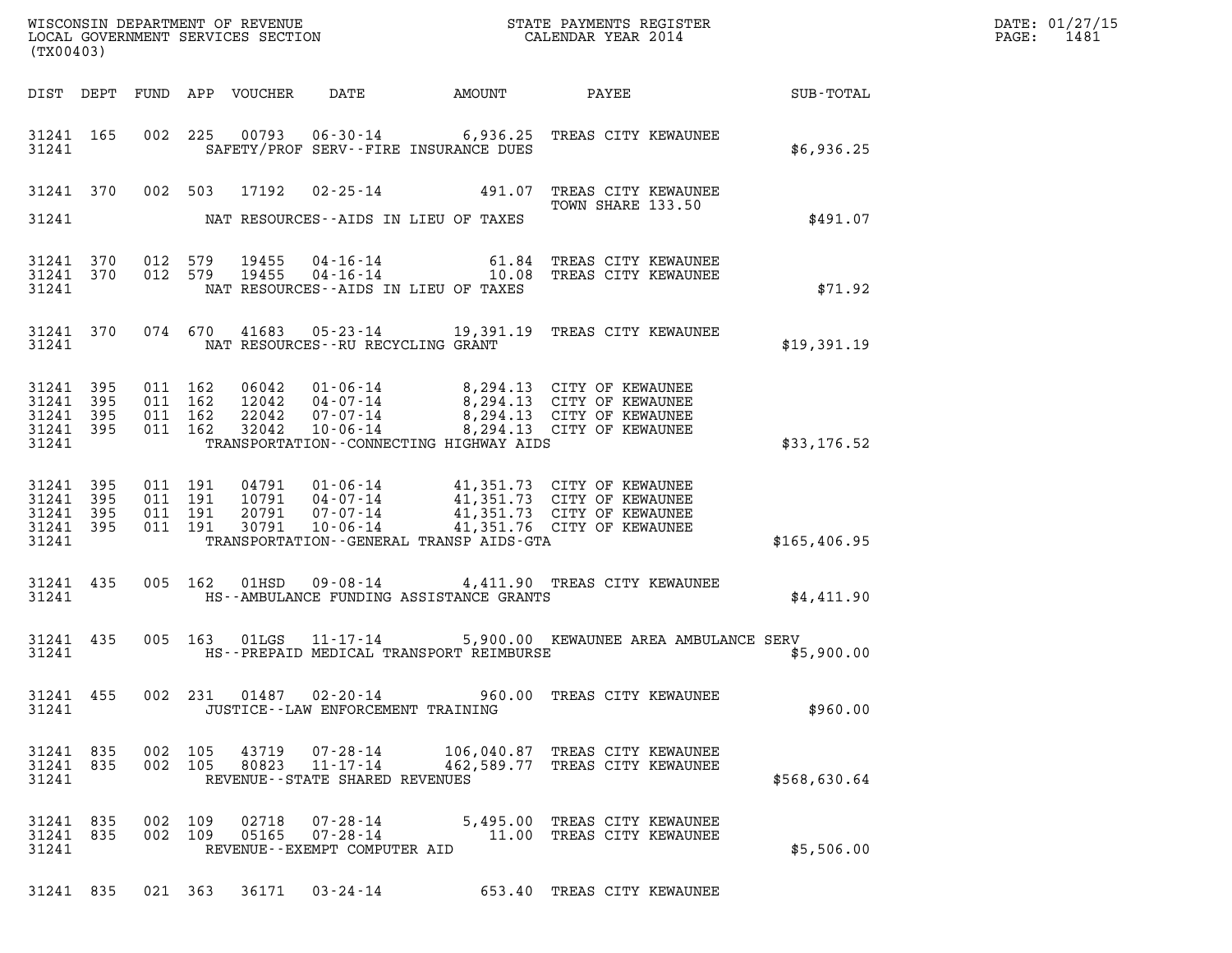WISCONSIN DEPARTMENT OF REVENUE
LOCAL GOVERNMENT SERVICES SECTION
(TX00403)

STATE PAYMENTS REGISTER
CALENDAR YEAR 2014

DATE: 01/27/15
PAGE: 1481

| DIST | DEPT | FUND | APP | VOUCHER | DATE | AMOUNT | PAYEE | SUB-TOTAL |
|---|---|---|---|---|---|---|---|---|
| 31241 | 165 | 002 | 225 | 00793 | 06-30-14 | 6,936.25 | TREAS CITY KEWAUNEE | |
| 31241 | | | | | SAFETY/PROF SERV--FIRE INSURANCE DUES | | | $6,936.25 |
| 31241 | 370 | 002 | 503 | 17192 | 02-25-14 | 491.07 | TREAS CITY KEWAUNEE TOWN SHARE 133.50 | |
| 31241 | | | | | NAT RESOURCES--AIDS IN LIEU OF TAXES | | | $491.07 |
| 31241 | 370 | 012 | 579 | 19455 | 04-16-14 | 61.84 | TREAS CITY KEWAUNEE | |
| 31241 | 370 | 012 | 579 | 19455 | 04-16-14 | 10.08 | TREAS CITY KEWAUNEE | |
| 31241 | | | | | NAT RESOURCES--AIDS IN LIEU OF TAXES | | | $71.92 |
| 31241 | 370 | 074 | 670 | 41683 | 05-23-14 | 19,391.19 | TREAS CITY KEWAUNEE | |
| 31241 | | | | | NAT RESOURCES--RU RECYCLING GRANT | | | $19,391.19 |
| 31241 | 395 | 011 | 162 | 06042 | 01-06-14 | 8,294.13 | CITY OF KEWAUNEE | |
| 31241 | 395 | 011 | 162 | 12042 | 04-07-14 | 8,294.13 | CITY OF KEWAUNEE | |
| 31241 | 395 | 011 | 162 | 22042 | 07-07-14 | 8,294.13 | CITY OF KEWAUNEE | |
| 31241 | 395 | 011 | 162 | 32042 | 10-06-14 | 8,294.13 | CITY OF KEWAUNEE | |
| 31241 | | | | | TRANSPORTATION--CONNECTING HIGHWAY AIDS | | | $33,176.52 |
| 31241 | 395 | 011 | 191 | 04791 | 01-06-14 | 41,351.73 | CITY OF KEWAUNEE | |
| 31241 | 395 | 011 | 191 | 10791 | 04-07-14 | 41,351.73 | CITY OF KEWAUNEE | |
| 31241 | 395 | 011 | 191 | 20791 | 07-07-14 | 41,351.73 | CITY OF KEWAUNEE | |
| 31241 | 395 | 011 | 191 | 30791 | 10-06-14 | 41,351.76 | CITY OF KEWAUNEE | |
| 31241 | | | | | TRANSPORTATION--GENERAL TRANSP AIDS-GTA | | | $165,406.95 |
| 31241 | 435 | 005 | 162 | 01HSD | 09-08-14 | 4,411.90 | TREAS CITY KEWAUNEE | |
| 31241 | | | | | HS--AMBULANCE FUNDING ASSISTANCE GRANTS | | | $4,411.90 |
| 31241 | 435 | 005 | 163 | 01LGS | 11-17-14 | 5,900.00 | KEWAUNEE AREA AMBULANCE SERV | |
| 31241 | | | | | HS--PREPAID MEDICAL TRANSPORT REIMBURSE | | | $5,900.00 |
| 31241 | 455 | 002 | 231 | 01487 | 02-20-14 | 960.00 | TREAS CITY KEWAUNEE | |
| 31241 | | | | | JUSTICE--LAW ENFORCEMENT TRAINING | | | $960.00 |
| 31241 | 835 | 002 | 105 | 43719 | 07-28-14 | 106,040.87 | TREAS CITY KEWAUNEE | |
| 31241 | 835 | 002 | 105 | 80823 | 11-17-14 | 462,589.77 | TREAS CITY KEWAUNEE | |
| 31241 | | | | | REVENUE--STATE SHARED REVENUES | | | $568,630.64 |
| 31241 | 835 | 002 | 109 | 02718 | 07-28-14 | 5,495.00 | TREAS CITY KEWAUNEE | |
| 31241 | 835 | 002 | 109 | 05165 | 07-28-14 | 11.00 | TREAS CITY KEWAUNEE | |
| 31241 | | | | | REVENUE--EXEMPT COMPUTER AID | | | $5,506.00 |
| 31241 | 835 | 021 | 363 | 36171 | 03-24-14 | 653.40 | TREAS CITY KEWAUNEE | |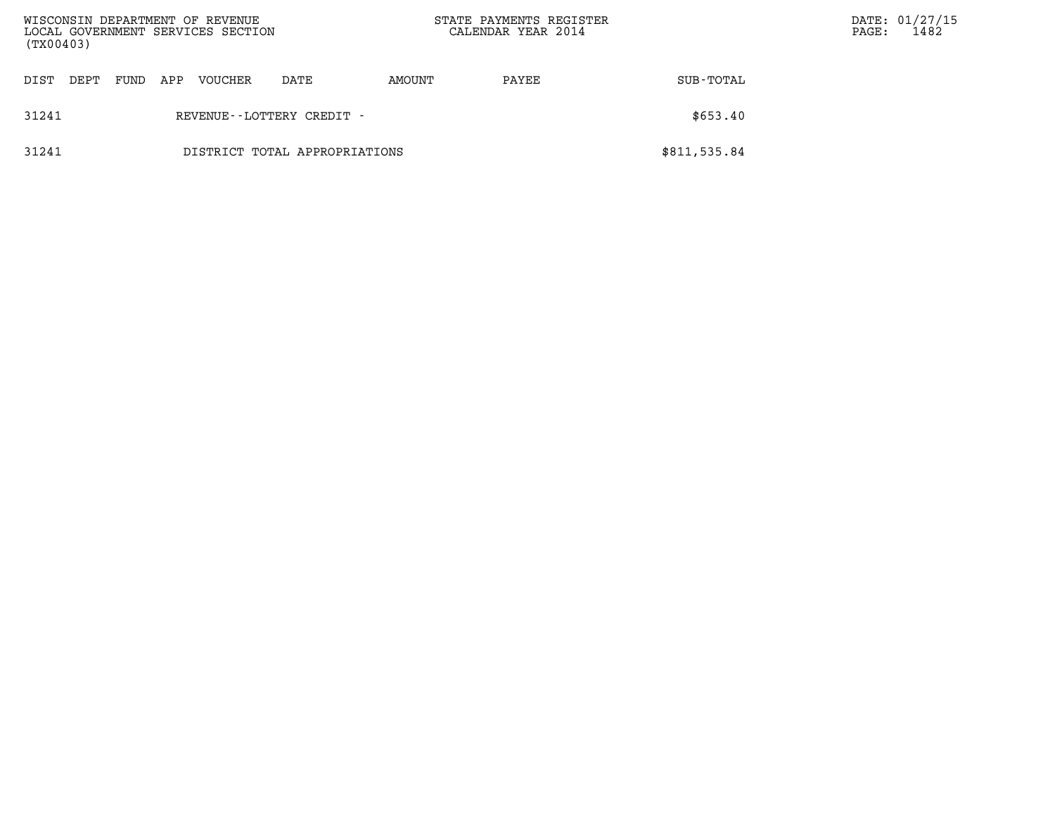| DIST | DEPT | FUND | APP | VOUCHER | DATE | AMOUNT | PAYEE | SUB-TOTAL |
|---|---|---|---|---|---|---|---|---|
| 31241 | | | | REVENUE--LOTTERY CREDIT - | | | | $653.40 |
| 31241 | | | | DISTRICT TOTAL APPROPRIATIONS | | | | $811,535.84 |